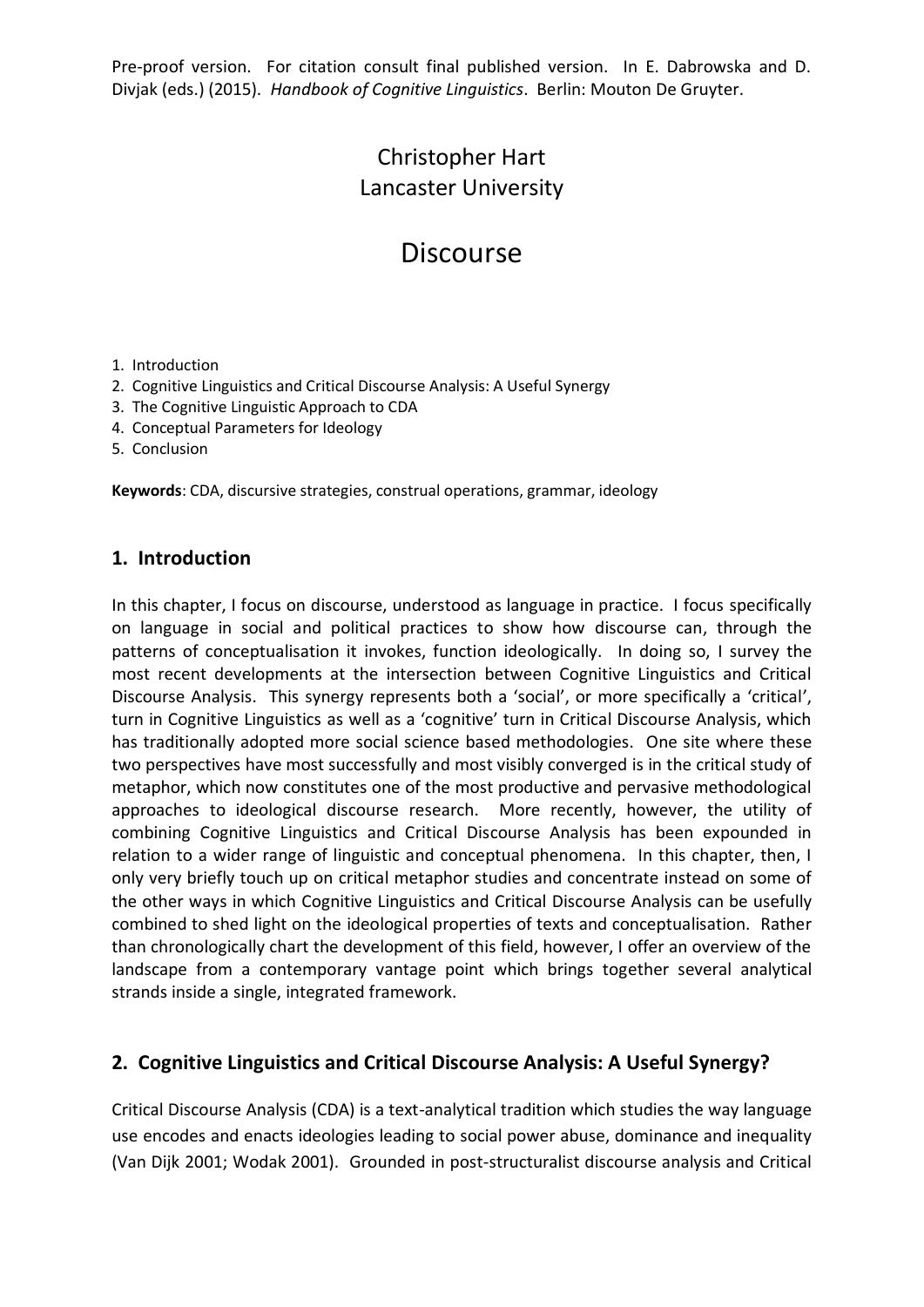Pre-proof version. For citation consult final published version. In E. Dabrowska and D. Divjak (eds.) (2015). *Handbook of Cognitive Linguistics*. Berlin: Mouton De Gruyter.

Christopher Hart
Lancaster University

# Discourse

1. Introduction
2. Cognitive Linguistics and Critical Discourse Analysis: A Useful Synergy
3. The Cognitive Linguistic Approach to CDA
4. Conceptual Parameters for Ideology
5. Conclusion

**Keywords**: CDA, discursive strategies, construal operations, grammar, ideology

## 1. Introduction

In this chapter, I focus on discourse, understood as language in practice. I focus specifically on language in social and political practices to show how discourse can, through the patterns of conceptualisation it invokes, function ideologically. In doing so, I survey the most recent developments at the intersection between Cognitive Linguistics and Critical Discourse Analysis. This synergy represents both a 'social', or more specifically a 'critical', turn in Cognitive Linguistics as well as a 'cognitive' turn in Critical Discourse Analysis, which has traditionally adopted more social science based methodologies. One site where these two perspectives have most successfully and most visibly converged is in the critical study of metaphor, which now constitutes one of the most productive and pervasive methodological approaches to ideological discourse research. More recently, however, the utility of combining Cognitive Linguistics and Critical Discourse Analysis has been expounded in relation to a wider range of linguistic and conceptual phenomena. In this chapter, then, I only very briefly touch up on critical metaphor studies and concentrate instead on some of the other ways in which Cognitive Linguistics and Critical Discourse Analysis can be usefully combined to shed light on the ideological properties of texts and conceptualisation. Rather than chronologically chart the development of this field, however, I offer an overview of the landscape from a contemporary vantage point which brings together several analytical strands inside a single, integrated framework.

## 2. Cognitive Linguistics and Critical Discourse Analysis: A Useful Synergy?

Critical Discourse Analysis (CDA) is a text-analytical tradition which studies the way language use encodes and enacts ideologies leading to social power abuse, dominance and inequality (Van Dijk 2001; Wodak 2001). Grounded in post-structuralist discourse analysis and Critical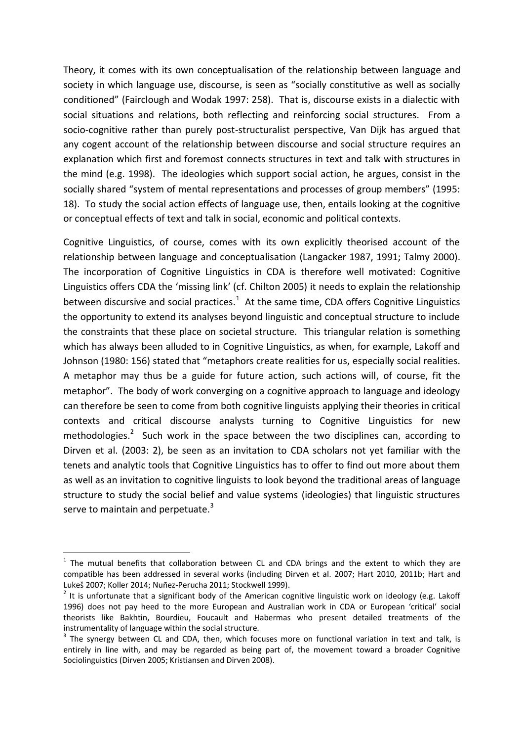Theory, it comes with its own conceptualisation of the relationship between language and society in which language use, discourse, is seen as "socially constitutive as well as socially conditioned" (Fairclough and Wodak 1997: 258). That is, discourse exists in a dialectic with social situations and relations, both reflecting and reinforcing social structures. From a socio-cognitive rather than purely post-structuralist perspective, Van Dijk has argued that any cogent account of the relationship between discourse and social structure requires an explanation which first and foremost connects structures in text and talk with structures in the mind (e.g. 1998). The ideologies which support social action, he argues, consist in the socially shared "system of mental representations and processes of group members" (1995: 18). To study the social action effects of language use, then, entails looking at the cognitive or conceptual effects of text and talk in social, economic and political contexts.

Cognitive Linguistics, of course, comes with its own explicitly theorised account of the relationship between language and conceptualisation (Langacker 1987, 1991; Talmy 2000). The incorporation of Cognitive Linguistics in CDA is therefore well motivated: Cognitive Linguistics offers CDA the 'missing link' (cf. Chilton 2005) it needs to explain the relationship between discursive and social practices.[1] At the same time, CDA offers Cognitive Linguistics the opportunity to extend its analyses beyond linguistic and conceptual structure to include the constraints that these place on societal structure. This triangular relation is something which has always been alluded to in Cognitive Linguistics, as when, for example, Lakoff and Johnson (1980: 156) stated that "metaphors create realities for us, especially social realities. A metaphor may thus be a guide for future action, such actions will, of course, fit the metaphor". The body of work converging on a cognitive approach to language and ideology can therefore be seen to come from both cognitive linguists applying their theories in critical contexts and critical discourse analysts turning to Cognitive Linguistics for new methodologies.[2] Such work in the space between the two disciplines can, according to Dirven et al. (2003: 2), be seen as an invitation to CDA scholars not yet familiar with the tenets and analytic tools that Cognitive Linguistics has to offer to find out more about them as well as an invitation to cognitive linguists to look beyond the traditional areas of language structure to study the social belief and value systems (ideologies) that linguistic structures serve to maintain and perpetuate.[3]

---

[1] The mutual benefits that collaboration between CL and CDA brings and the extent to which they are compatible has been addressed in several works (including Dirven et al. 2007; Hart 2010, 2011b; Hart and Lukeš 2007; Koller 2014; Nuñez-Perucha 2011; Stockwell 1999).

[2] It is unfortunate that a significant body of the American cognitive linguistic work on ideology (e.g. Lakoff 1996) does not pay heed to the more European and Australian work in CDA or European 'critical' social theorists like Bakhtin, Bourdieu, Foucault and Habermas who present detailed treatments of the instrumentality of language within the social structure.

[3] The synergy between CL and CDA, then, which focuses more on functional variation in text and talk, is entirely in line with, and may be regarded as being part of, the movement toward a broader Cognitive Sociolinguistics (Dirven 2005; Kristiansen and Dirven 2008).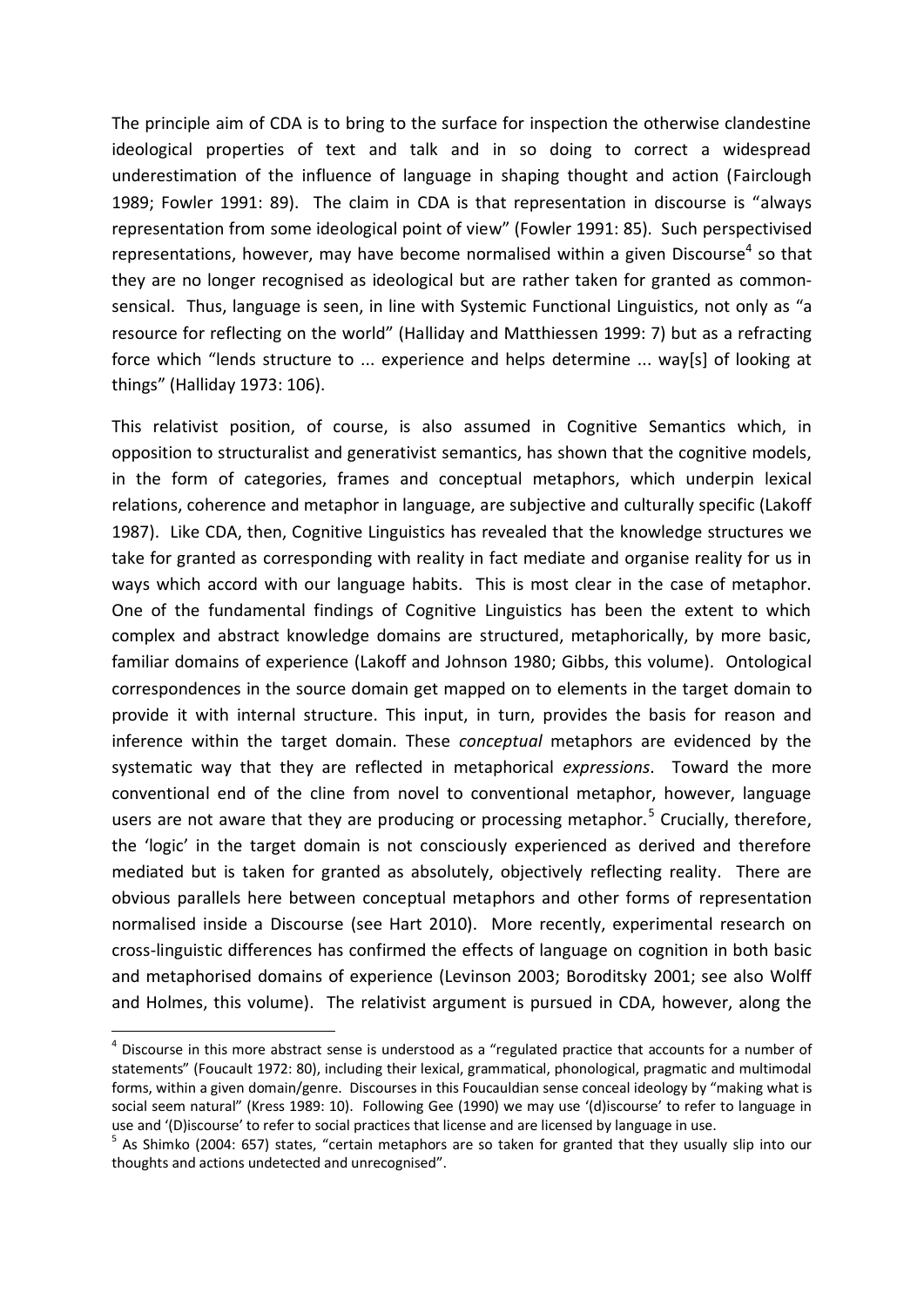The principle aim of CDA is to bring to the surface for inspection the otherwise clandestine ideological properties of text and talk and in so doing to correct a widespread underestimation of the influence of language in shaping thought and action (Fairclough 1989; Fowler 1991: 89). The claim in CDA is that representation in discourse is "always representation from some ideological point of view" (Fowler 1991: 85). Such perspectivised representations, however, may have become normalised within a given Discourse[4] so that they are no longer recognised as ideological but are rather taken for granted as common-sensical. Thus, language is seen, in line with Systemic Functional Linguistics, not only as "a resource for reflecting on the world" (Halliday and Matthiessen 1999: 7) but as a refracting force which "lends structure to ... experience and helps determine ... way[s] of looking at things" (Halliday 1973: 106).

This relativist position, of course, is also assumed in Cognitive Semantics which, in opposition to structuralist and generativist semantics, has shown that the cognitive models, in the form of categories, frames and conceptual metaphors, which underpin lexical relations, coherence and metaphor in language, are subjective and culturally specific (Lakoff 1987). Like CDA, then, Cognitive Linguistics has revealed that the knowledge structures we take for granted as corresponding with reality in fact mediate and organise reality for us in ways which accord with our language habits. This is most clear in the case of metaphor. One of the fundamental findings of Cognitive Linguistics has been the extent to which complex and abstract knowledge domains are structured, metaphorically, by more basic, familiar domains of experience (Lakoff and Johnson 1980; Gibbs, this volume). Ontological correspondences in the source domain get mapped on to elements in the target domain to provide it with internal structure. This input, in turn, provides the basis for reason and inference within the target domain. These *conceptual* metaphors are evidenced by the systematic way that they are reflected in metaphorical *expressions*. Toward the more conventional end of the cline from novel to conventional metaphor, however, language users are not aware that they are producing or processing metaphor.[5] Crucially, therefore, the 'logic' in the target domain is not consciously experienced as derived and therefore mediated but is taken for granted as absolutely, objectively reflecting reality. There are obvious parallels here between conceptual metaphors and other forms of representation normalised inside a Discourse (see Hart 2010). More recently, experimental research on cross-linguistic differences has confirmed the effects of language on cognition in both basic and metaphorised domains of experience (Levinson 2003; Boroditsky 2001; see also Wolff and Holmes, this volume). The relativist argument is pursued in CDA, however, along the

---

[4] Discourse in this more abstract sense is understood as a "regulated practice that accounts for a number of statements" (Foucault 1972: 80), including their lexical, grammatical, phonological, pragmatic and multimodal forms, within a given domain/genre. Discourses in this Foucauldian sense conceal ideology by "making what is social seem natural" (Kress 1989: 10). Following Gee (1990) we may use '(d)iscourse' to refer to language in use and '(D)iscourse' to refer to social practices that license and are licensed by language in use.

[5] As Shimko (2004: 657) states, "certain metaphors are so taken for granted that they usually slip into our thoughts and actions undetected and unrecognised".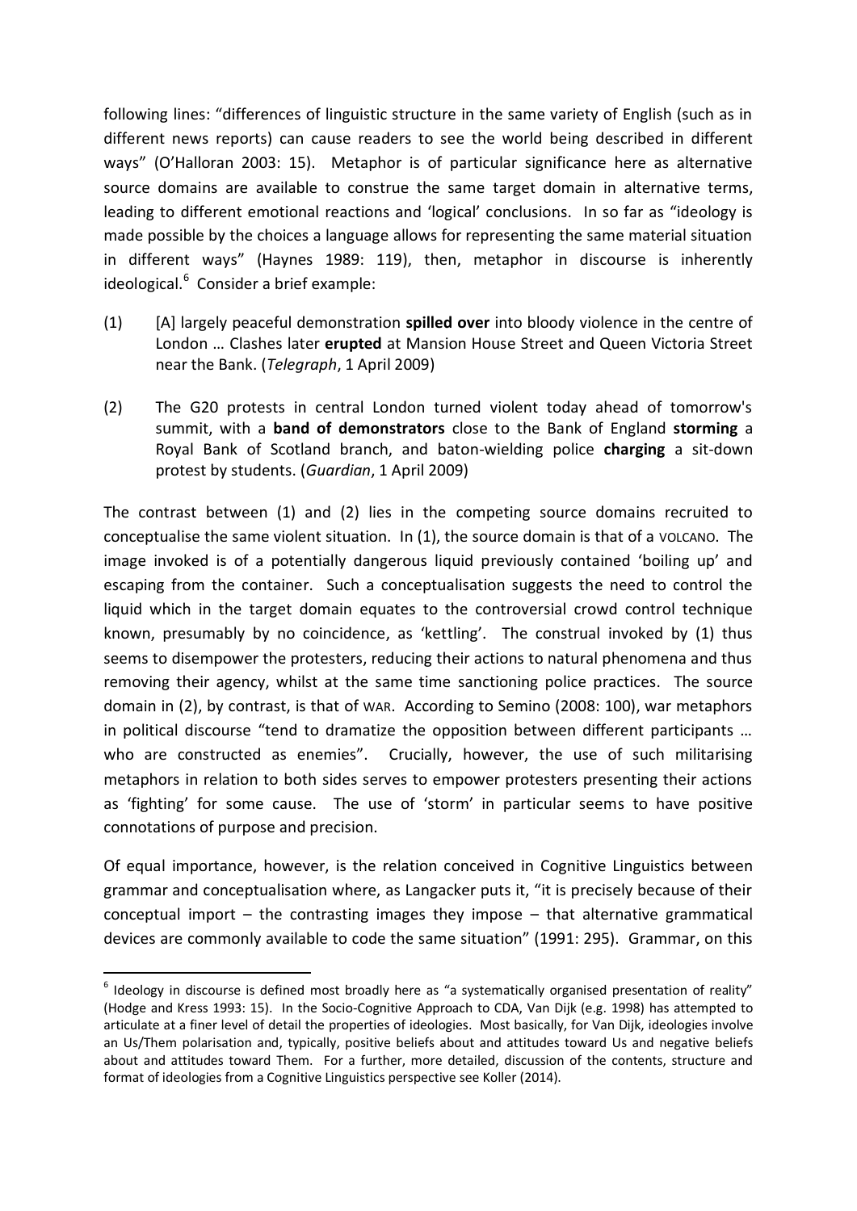following lines: "differences of linguistic structure in the same variety of English (such as in different news reports) can cause readers to see the world being described in different ways" (O'Halloran 2003: 15). Metaphor is of particular significance here as alternative source domains are available to construe the same target domain in alternative terms, leading to different emotional reactions and 'logical' conclusions. In so far as "ideology is made possible by the choices a language allows for representing the same material situation in different ways" (Haynes 1989: 119), then, metaphor in discourse is inherently ideological.[6] Consider a brief example:

(1) [A] largely peaceful demonstration **spilled over** into bloody violence in the centre of London … Clashes later **erupted** at Mansion House Street and Queen Victoria Street near the Bank. (*Telegraph*, 1 April 2009)

(2) The G20 protests in central London turned violent today ahead of tomorrow's summit, with a **band of demonstrators** close to the Bank of England **storming** a Royal Bank of Scotland branch, and baton-wielding police **charging** a sit-down protest by students. (*Guardian*, 1 April 2009)

The contrast between (1) and (2) lies in the competing source domains recruited to conceptualise the same violent situation. In (1), the source domain is that of a VOLCANO. The image invoked is of a potentially dangerous liquid previously contained 'boiling up' and escaping from the container. Such a conceptualisation suggests the need to control the liquid which in the target domain equates to the controversial crowd control technique known, presumably by no coincidence, as 'kettling'. The construal invoked by (1) thus seems to disempower the protesters, reducing their actions to natural phenomena and thus removing their agency, whilst at the same time sanctioning police practices. The source domain in (2), by contrast, is that of WAR. According to Semino (2008: 100), war metaphors in political discourse "tend to dramatize the opposition between different participants … who are constructed as enemies". Crucially, however, the use of such militarising metaphors in relation to both sides serves to empower protesters presenting their actions as 'fighting' for some cause. The use of 'storm' in particular seems to have positive connotations of purpose and precision.

Of equal importance, however, is the relation conceived in Cognitive Linguistics between grammar and conceptualisation where, as Langacker puts it, "it is precisely because of their conceptual import – the contrasting images they impose – that alternative grammatical devices are commonly available to code the same situation" (1991: 295). Grammar, on this

[6] Ideology in discourse is defined most broadly here as "a systematically organised presentation of reality" (Hodge and Kress 1993: 15). In the Socio-Cognitive Approach to CDA, Van Dijk (e.g. 1998) has attempted to articulate at a finer level of detail the properties of ideologies. Most basically, for Van Dijk, ideologies involve an Us/Them polarisation and, typically, positive beliefs about and attitudes toward Us and negative beliefs about and attitudes toward Them. For a further, more detailed, discussion of the contents, structure and format of ideologies from a Cognitive Linguistics perspective see Koller (2014).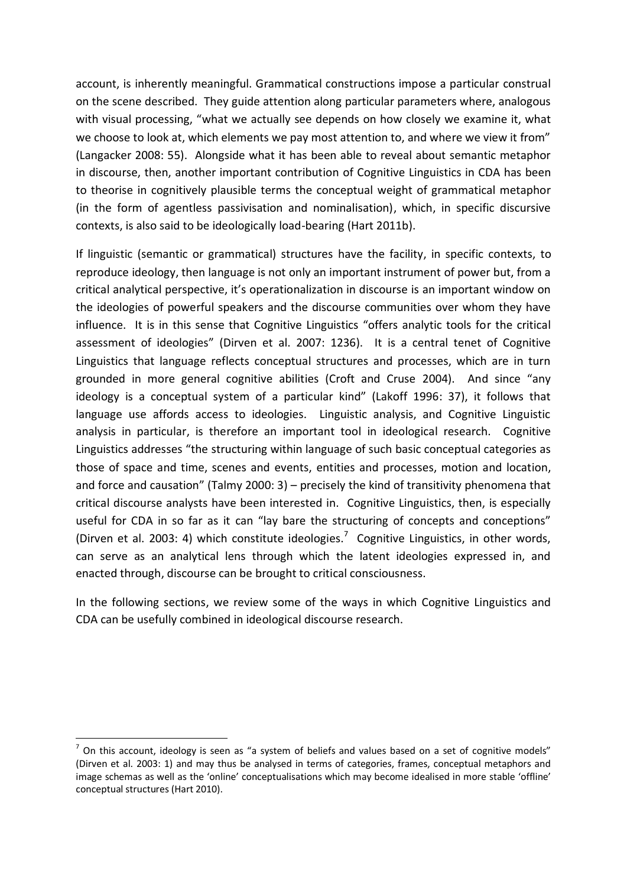account, is inherently meaningful. Grammatical constructions impose a particular construal on the scene described. They guide attention along particular parameters where, analogous with visual processing, "what we actually see depends on how closely we examine it, what we choose to look at, which elements we pay most attention to, and where we view it from" (Langacker 2008: 55). Alongside what it has been able to reveal about semantic metaphor in discourse, then, another important contribution of Cognitive Linguistics in CDA has been to theorise in cognitively plausible terms the conceptual weight of grammatical metaphor (in the form of agentless passivisation and nominalisation), which, in specific discursive contexts, is also said to be ideologically load-bearing (Hart 2011b).

If linguistic (semantic or grammatical) structures have the facility, in specific contexts, to reproduce ideology, then language is not only an important instrument of power but, from a critical analytical perspective, it's operationalization in discourse is an important window on the ideologies of powerful speakers and the discourse communities over whom they have influence. It is in this sense that Cognitive Linguistics "offers analytic tools for the critical assessment of ideologies" (Dirven et al. 2007: 1236). It is a central tenet of Cognitive Linguistics that language reflects conceptual structures and processes, which are in turn grounded in more general cognitive abilities (Croft and Cruse 2004). And since "any ideology is a conceptual system of a particular kind" (Lakoff 1996: 37), it follows that language use affords access to ideologies. Linguistic analysis, and Cognitive Linguistic analysis in particular, is therefore an important tool in ideological research. Cognitive Linguistics addresses "the structuring within language of such basic conceptual categories as those of space and time, scenes and events, entities and processes, motion and location, and force and causation" (Talmy 2000: 3) – precisely the kind of transitivity phenomena that critical discourse analysts have been interested in. Cognitive Linguistics, then, is especially useful for CDA in so far as it can "lay bare the structuring of concepts and conceptions" (Dirven et al. 2003: 4) which constitute ideologies.[7] Cognitive Linguistics, in other words, can serve as an analytical lens through which the latent ideologies expressed in, and enacted through, discourse can be brought to critical consciousness.

In the following sections, we review some of the ways in which Cognitive Linguistics and CDA can be usefully combined in ideological discourse research.

[7] On this account, ideology is seen as "a system of beliefs and values based on a set of cognitive models" (Dirven et al. 2003: 1) and may thus be analysed in terms of categories, frames, conceptual metaphors and image schemas as well as the 'online' conceptualisations which may become idealised in more stable 'offline' conceptual structures (Hart 2010).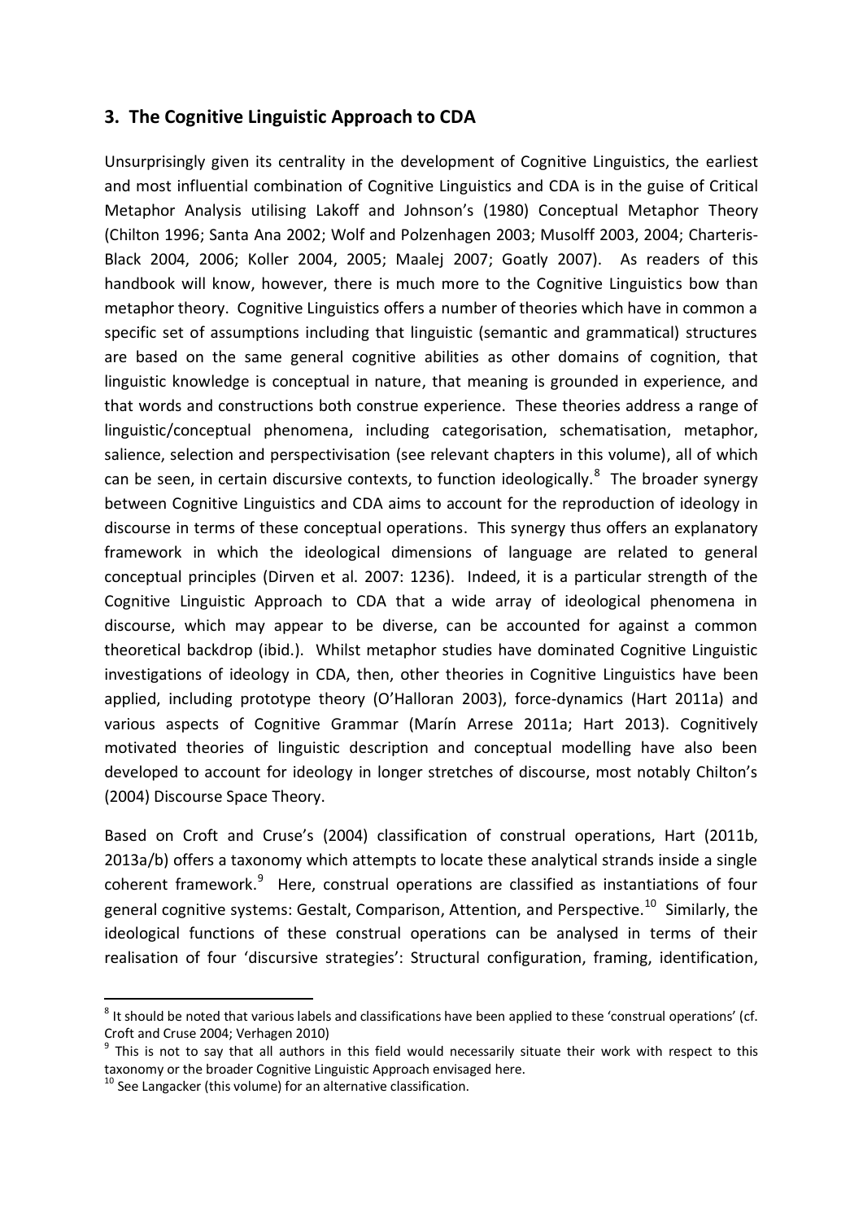## 3. The Cognitive Linguistic Approach to CDA

Unsurprisingly given its centrality in the development of Cognitive Linguistics, the earliest and most influential combination of Cognitive Linguistics and CDA is in the guise of Critical Metaphor Analysis utilising Lakoff and Johnson's (1980) Conceptual Metaphor Theory (Chilton 1996; Santa Ana 2002; Wolf and Polzenhagen 2003; Musolff 2003, 2004; Charteris-Black 2004, 2006; Koller 2004, 2005; Maalej 2007; Goatly 2007). As readers of this handbook will know, however, there is much more to the Cognitive Linguistics bow than metaphor theory. Cognitive Linguistics offers a number of theories which have in common a specific set of assumptions including that linguistic (semantic and grammatical) structures are based on the same general cognitive abilities as other domains of cognition, that linguistic knowledge is conceptual in nature, that meaning is grounded in experience, and that words and constructions both construe experience. These theories address a range of linguistic/conceptual phenomena, including categorisation, schematisation, metaphor, salience, selection and perspectivisation (see relevant chapters in this volume), all of which can be seen, in certain discursive contexts, to function ideologically.[8] The broader synergy between Cognitive Linguistics and CDA aims to account for the reproduction of ideology in discourse in terms of these conceptual operations. This synergy thus offers an explanatory framework in which the ideological dimensions of language are related to general conceptual principles (Dirven et al. 2007: 1236). Indeed, it is a particular strength of the Cognitive Linguistic Approach to CDA that a wide array of ideological phenomena in discourse, which may appear to be diverse, can be accounted for against a common theoretical backdrop (ibid.). Whilst metaphor studies have dominated Cognitive Linguistic investigations of ideology in CDA, then, other theories in Cognitive Linguistics have been applied, including prototype theory (O'Halloran 2003), force-dynamics (Hart 2011a) and various aspects of Cognitive Grammar (Marín Arrese 2011a; Hart 2013). Cognitively motivated theories of linguistic description and conceptual modelling have also been developed to account for ideology in longer stretches of discourse, most notably Chilton's (2004) Discourse Space Theory.

Based on Croft and Cruse's (2004) classification of construal operations, Hart (2011b, 2013a/b) offers a taxonomy which attempts to locate these analytical strands inside a single coherent framework.[9] Here, construal operations are classified as instantiations of four general cognitive systems: Gestalt, Comparison, Attention, and Perspective.[10] Similarly, the ideological functions of these construal operations can be analysed in terms of their realisation of four 'discursive strategies': Structural configuration, framing, identification,

---

[8] It should be noted that various labels and classifications have been applied to these 'construal operations' (cf. Croft and Cruse 2004; Verhagen 2010)

[9] This is not to say that all authors in this field would necessarily situate their work with respect to this taxonomy or the broader Cognitive Linguistic Approach envisaged here.

[10] See Langacker (this volume) for an alternative classification.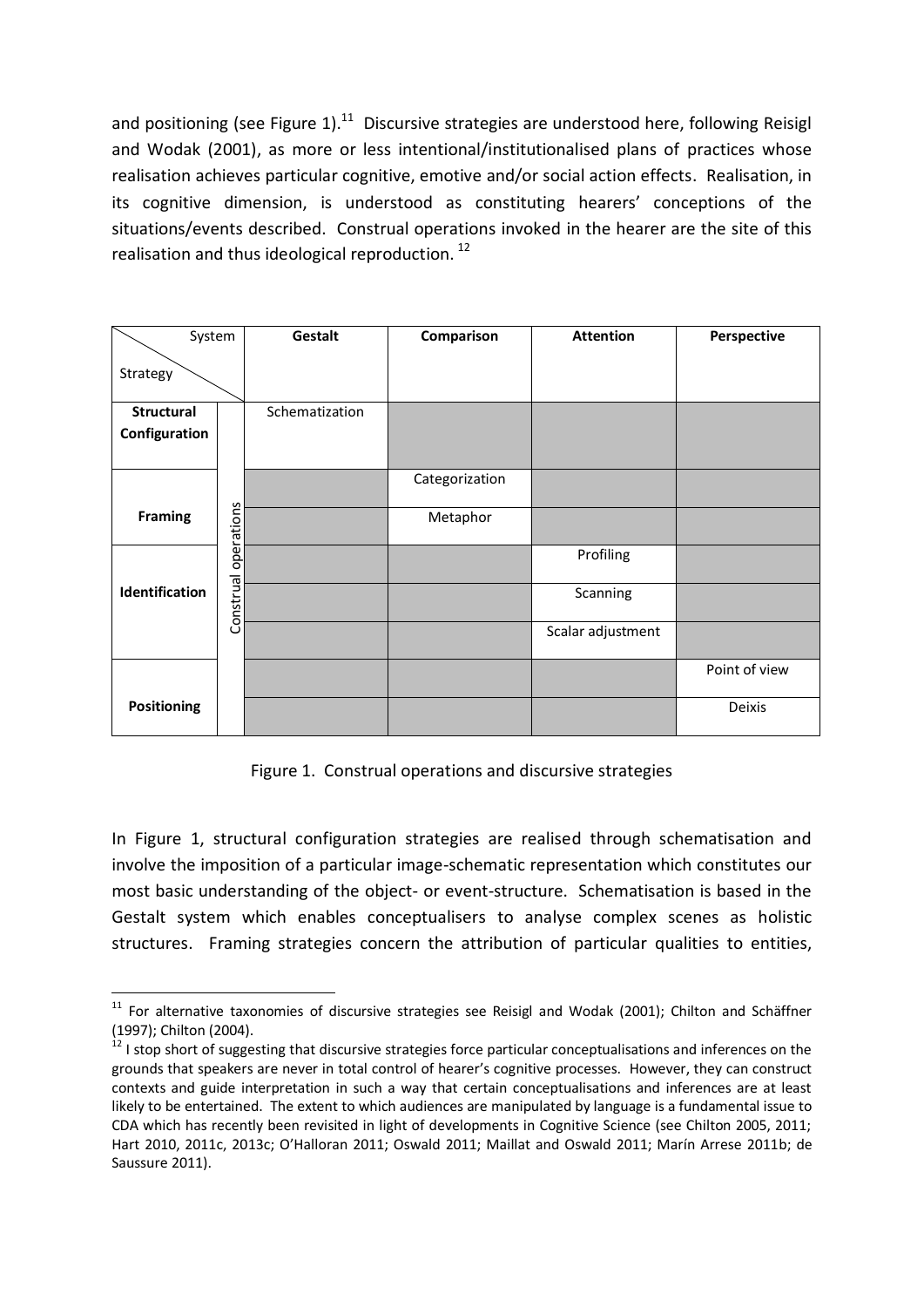and positioning (see Figure 1).[11] Discursive strategies are understood here, following Reisigl and Wodak (2001), as more or less intentional/institutionalised plans of practices whose realisation achieves particular cognitive, emotive and/or social action effects. Realisation, in its cognitive dimension, is understood as constituting hearers' conceptions of the situations/events described. Construal operations invoked in the hearer are the site of this realisation and thus ideological reproduction.[12]

| Strategy \ System | | Gestalt | Comparison | Attention | Perspective |
|---|---|---|---|---|---|
| **Structural Configuration** | Construal operations | Schematization | | | |
| **Framing** | | | Categorization | | |
| | | | Metaphor | | |
| **Identification** | | | | Profiling | |
| | | | | Scanning | |
| | | | | Scalar adjustment | |
| **Positioning** | | | | | Point of view |
| | | | | | Deixis |

Figure 1. Construal operations and discursive strategies

In Figure 1, structural configuration strategies are realised through schematisation and involve the imposition of a particular image-schematic representation which constitutes our most basic understanding of the object- or event-structure. Schematisation is based in the Gestalt system which enables conceptualisers to analyse complex scenes as holistic structures. Framing strategies concern the attribution of particular qualities to entities,

---

[11] For alternative taxonomies of discursive strategies see Reisigl and Wodak (2001); Chilton and Schäffner (1997); Chilton (2004).

[12] I stop short of suggesting that discursive strategies force particular conceptualisations and inferences on the grounds that speakers are never in total control of hearer's cognitive processes. However, they can construct contexts and guide interpretation in such a way that certain conceptualisations and inferences are at least likely to be entertained. The extent to which audiences are manipulated by language is a fundamental issue to CDA which has recently been revisited in light of developments in Cognitive Science (see Chilton 2005, 2011; Hart 2010, 2011c, 2013c; O'Halloran 2011; Oswald 2011; Maillat and Oswald 2011; Marín Arrese 2011b; de Saussure 2011).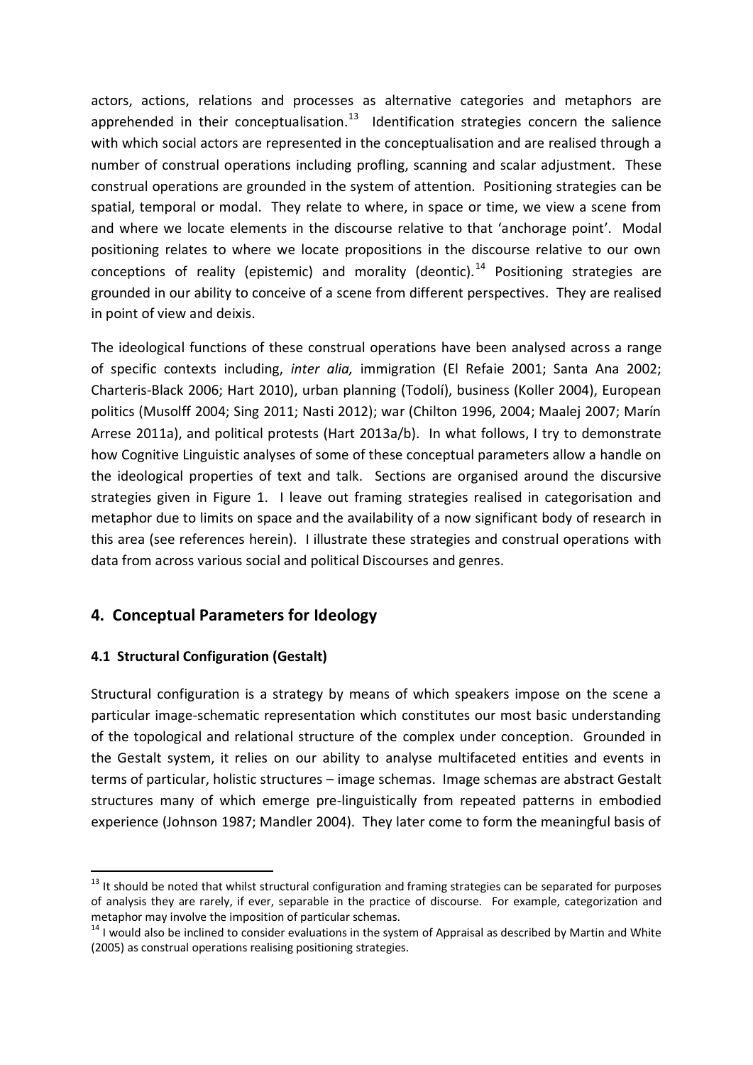actors, actions, relations and processes as alternative categories and metaphors are apprehended in their conceptualisation.[13] Identification strategies concern the salience with which social actors are represented in the conceptualisation and are realised through a number of construal operations including profling, scanning and scalar adjustment. These construal operations are grounded in the system of attention. Positioning strategies can be spatial, temporal or modal. They relate to where, in space or time, we view a scene from and where we locate elements in the discourse relative to that 'anchorage point'. Modal positioning relates to where we locate propositions in the discourse relative to our own conceptions of reality (epistemic) and morality (deontic).[14] Positioning strategies are grounded in our ability to conceive of a scene from different perspectives. They are realised in point of view and deixis.

The ideological functions of these construal operations have been analysed across a range of specific contexts including, *inter alia,* immigration (El Refaie 2001; Santa Ana 2002; Charteris-Black 2006; Hart 2010), urban planning (Todolí), business (Koller 2004), European politics (Musolff 2004; Sing 2011; Nasti 2012); war (Chilton 1996, 2004; Maalej 2007; Marín Arrese 2011a), and political protests (Hart 2013a/b). In what follows, I try to demonstrate how Cognitive Linguistic analyses of some of these conceptual parameters allow a handle on the ideological properties of text and talk. Sections are organised around the discursive strategies given in Figure 1. I leave out framing strategies realised in categorisation and metaphor due to limits on space and the availability of a now significant body of research in this area (see references herein). I illustrate these strategies and construal operations with data from across various social and political Discourses and genres.

## 4. Conceptual Parameters for Ideology

### 4.1 Structural Configuration (Gestalt)

Structural configuration is a strategy by means of which speakers impose on the scene a particular image-schematic representation which constitutes our most basic understanding of the topological and relational structure of the complex under conception. Grounded in the Gestalt system, it relies on our ability to analyse multifaceted entities and events in terms of particular, holistic structures – image schemas. Image schemas are abstract Gestalt structures many of which emerge pre-linguistically from repeated patterns in embodied experience (Johnson 1987; Mandler 2004). They later come to form the meaningful basis of

---

[13] It should be noted that whilst structural configuration and framing strategies can be separated for purposes of analysis they are rarely, if ever, separable in the practice of discourse. For example, categorization and metaphor may involve the imposition of particular schemas.

[14] I would also be inclined to consider evaluations in the system of Appraisal as described by Martin and White (2005) as construal operations realising positioning strategies.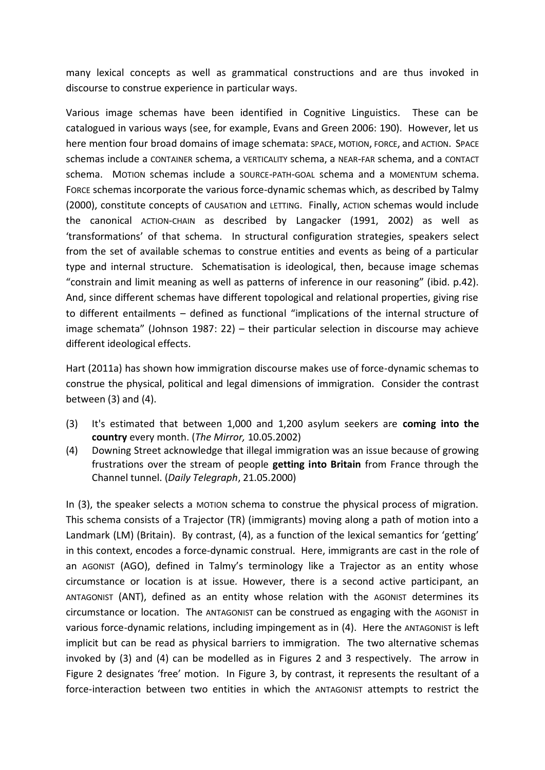many lexical concepts as well as grammatical constructions and are thus invoked in discourse to construe experience in particular ways.

Various image schemas have been identified in Cognitive Linguistics. These can be catalogued in various ways (see, for example, Evans and Green 2006: 190). However, let us here mention four broad domains of image schemata: SPACE, MOTION, FORCE, and ACTION. SPACE schemas include a CONTAINER schema, a VERTICALITY schema, a NEAR-FAR schema, and a CONTACT schema. MOTION schemas include a SOURCE-PATH-GOAL schema and a MOMENTUM schema. FORCE schemas incorporate the various force-dynamic schemas which, as described by Talmy (2000), constitute concepts of CAUSATION and LETTING. Finally, ACTION schemas would include the canonical ACTION-CHAIN as described by Langacker (1991, 2002) as well as 'transformations' of that schema. In structural configuration strategies, speakers select from the set of available schemas to construe entities and events as being of a particular type and internal structure. Schematisation is ideological, then, because image schemas "constrain and limit meaning as well as patterns of inference in our reasoning" (ibid. p.42). And, since different schemas have different topological and relational properties, giving rise to different entailments – defined as functional "implications of the internal structure of image schemata" (Johnson 1987: 22) – their particular selection in discourse may achieve different ideological effects.

Hart (2011a) has shown how immigration discourse makes use of force-dynamic schemas to construe the physical, political and legal dimensions of immigration. Consider the contrast between (3) and (4).

(3) It's estimated that between 1,000 and 1,200 asylum seekers are **coming into the country** every month. (*The Mirror,* 10.05.2002)

(4) Downing Street acknowledge that illegal immigration was an issue because of growing frustrations over the stream of people **getting into Britain** from France through the Channel tunnel. (*Daily Telegraph*, 21.05.2000)

In (3), the speaker selects a MOTION schema to construe the physical process of migration. This schema consists of a Trajector (TR) (immigrants) moving along a path of motion into a Landmark (LM) (Britain). By contrast, (4), as a function of the lexical semantics for 'getting' in this context, encodes a force-dynamic construal. Here, immigrants are cast in the role of an AGONIST (AGO), defined in Talmy's terminology like a Trajector as an entity whose circumstance or location is at issue. However, there is a second active participant, an ANTAGONIST (ANT), defined as an entity whose relation with the AGONIST determines its circumstance or location. The ANTAGONIST can be construed as engaging with the AGONIST in various force-dynamic relations, including impingement as in (4). Here the ANTAGONIST is left implicit but can be read as physical barriers to immigration. The two alternative schemas invoked by (3) and (4) can be modelled as in Figures 2 and 3 respectively. The arrow in Figure 2 designates 'free' motion. In Figure 3, by contrast, it represents the resultant of a force-interaction between two entities in which the ANTAGONIST attempts to restrict the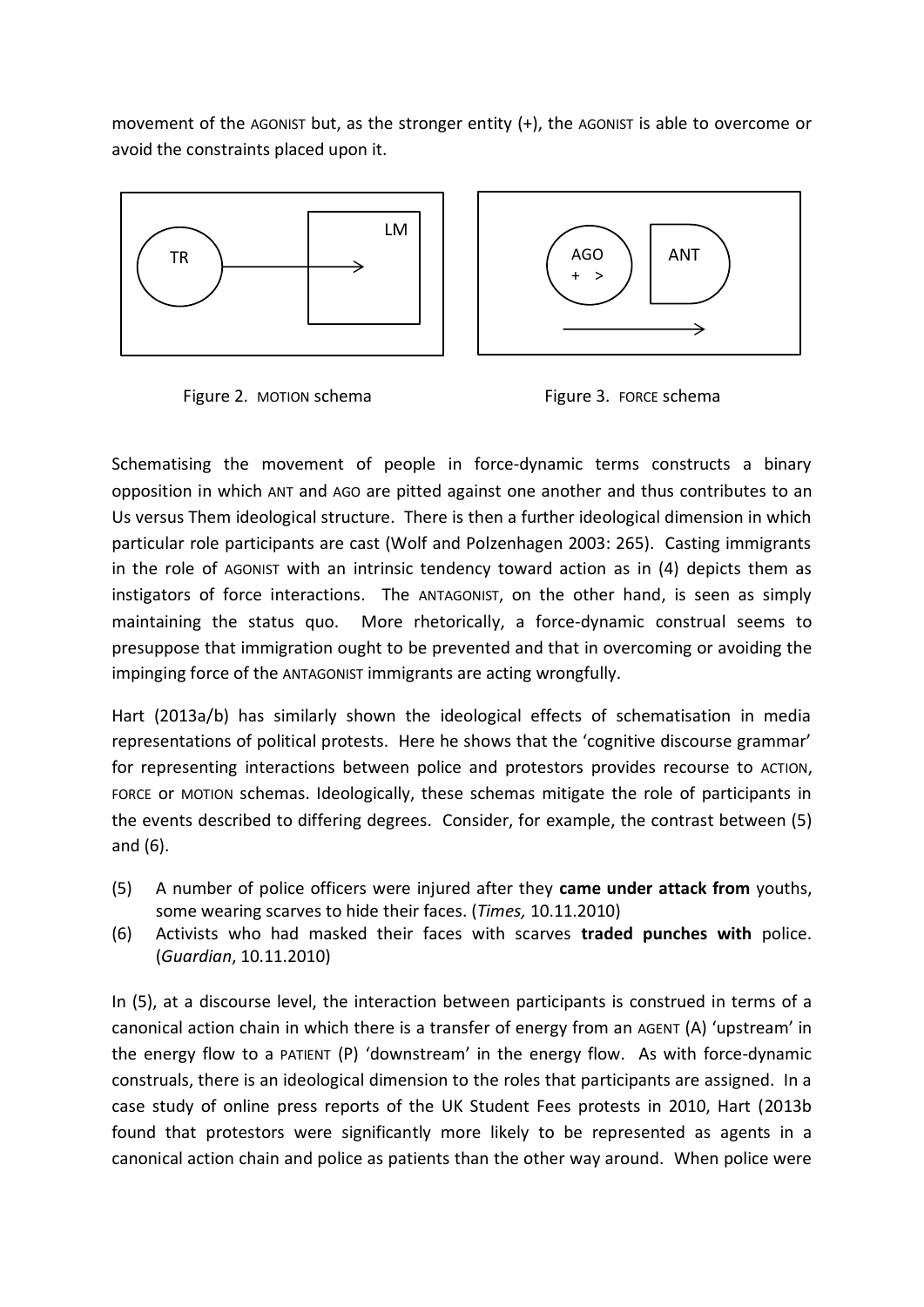movement of the AGONIST but, as the stronger entity (+), the AGONIST is able to overcome or avoid the constraints placed upon it.

Figure 2. MOTION schema

Figure 3. FORCE schema

Schematising the movement of people in force-dynamic terms constructs a binary opposition in which ANT and AGO are pitted against one another and thus contributes to an Us versus Them ideological structure. There is then a further ideological dimension in which particular role participants are cast (Wolf and Polzenhagen 2003: 265). Casting immigrants in the role of AGONIST with an intrinsic tendency toward action as in (4) depicts them as instigators of force interactions. The ANTAGONIST, on the other hand, is seen as simply maintaining the status quo. More rhetorically, a force-dynamic construal seems to presuppose that immigration ought to be prevented and that in overcoming or avoiding the impinging force of the ANTAGONIST immigrants are acting wrongfully.

Hart (2013a/b) has similarly shown the ideological effects of schematisation in media representations of political protests. Here he shows that the 'cognitive discourse grammar' for representing interactions between police and protestors provides recourse to ACTION, FORCE or MOTION schemas. Ideologically, these schemas mitigate the role of participants in the events described to differing degrees. Consider, for example, the contrast between (5) and (6).

(5) A number of police officers were injured after they **came under attack from** youths, some wearing scarves to hide their faces. (*Times,* 10.11.2010)

(6) Activists who had masked their faces with scarves **traded punches with** police. (*Guardian*, 10.11.2010)

In (5), at a discourse level, the interaction between participants is construed in terms of a canonical action chain in which there is a transfer of energy from an AGENT (A) 'upstream' in the energy flow to a PATIENT (P) 'downstream' in the energy flow. As with force-dynamic construals, there is an ideological dimension to the roles that participants are assigned. In a case study of online press reports of the UK Student Fees protests in 2010, Hart (2013b found that protestors were significantly more likely to be represented as agents in a canonical action chain and police as patients than the other way around. When police were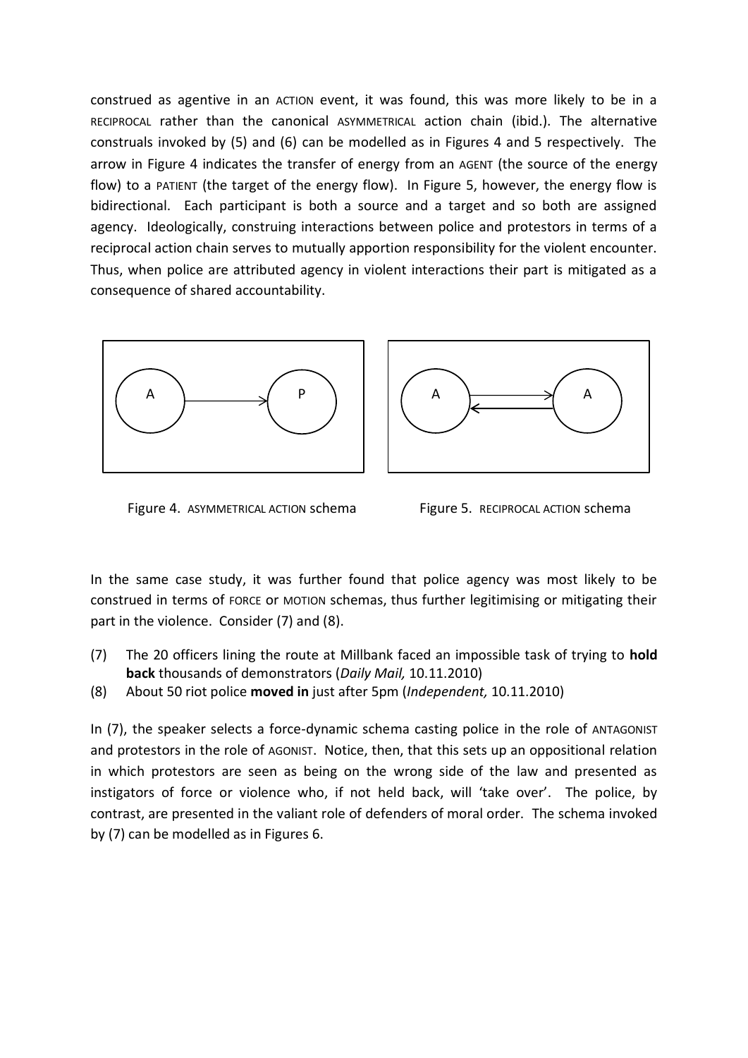construed as agentive in an ACTION event, it was found, this was more likely to be in a RECIPROCAL rather than the canonical ASYMMETRICAL action chain (ibid.). The alternative construals invoked by (5) and (6) can be modelled as in Figures 4 and 5 respectively. The arrow in Figure 4 indicates the transfer of energy from an AGENT (the source of the energy flow) to a PATIENT (the target of the energy flow). In Figure 5, however, the energy flow is bidirectional. Each participant is both a source and a target and so both are assigned agency. Ideologically, construing interactions between police and protestors in terms of a reciprocal action chain serves to mutually apportion responsibility for the violent encounter. Thus, when police are attributed agency in violent interactions their part is mitigated as a consequence of shared accountability.

Figure 4. ASYMMETRICAL ACTION schema

Figure 5. RECIPROCAL ACTION schema

In the same case study, it was further found that police agency was most likely to be construed in terms of FORCE or MOTION schemas, thus further legitimising or mitigating their part in the violence. Consider (7) and (8).

(7) The 20 officers lining the route at Millbank faced an impossible task of trying to **hold back** thousands of demonstrators (*Daily Mail,* 10.11.2010)

(8) About 50 riot police **moved in** just after 5pm (*Independent,* 10.11.2010)

In (7), the speaker selects a force-dynamic schema casting police in the role of ANTAGONIST and protestors in the role of AGONIST. Notice, then, that this sets up an oppositional relation in which protestors are seen as being on the wrong side of the law and presented as instigators of force or violence who, if not held back, will 'take over'. The police, by contrast, are presented in the valiant role of defenders of moral order. The schema invoked by (7) can be modelled as in Figures 6.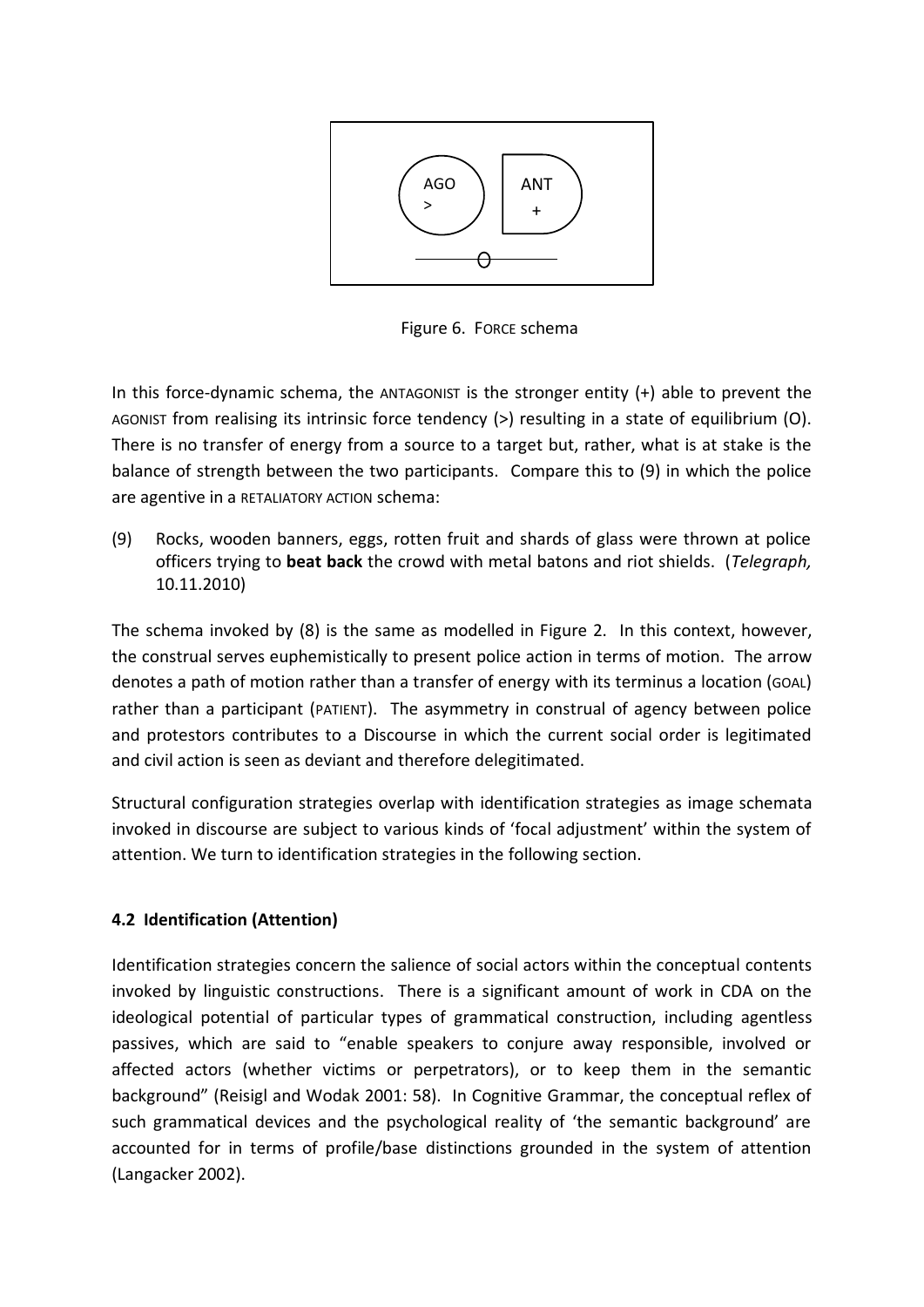Figure 6. FORCE schema

In this force-dynamic schema, the ANTAGONIST is the stronger entity (+) able to prevent the AGONIST from realising its intrinsic force tendency (>) resulting in a state of equilibrium (O). There is no transfer of energy from a source to a target but, rather, what is at stake is the balance of strength between the two participants. Compare this to (9) in which the police are agentive in a RETALIATORY ACTION schema:

(9) Rocks, wooden banners, eggs, rotten fruit and shards of glass were thrown at police officers trying to **beat back** the crowd with metal batons and riot shields. (*Telegraph,* 10.11.2010)

The schema invoked by (8) is the same as modelled in Figure 2. In this context, however, the construal serves euphemistically to present police action in terms of motion. The arrow denotes a path of motion rather than a transfer of energy with its terminus a location (GOAL) rather than a participant (PATIENT). The asymmetry in construal of agency between police and protestors contributes to a Discourse in which the current social order is legitimated and civil action is seen as deviant and therefore delegitimated.

Structural configuration strategies overlap with identification strategies as image schemata invoked in discourse are subject to various kinds of 'focal adjustment' within the system of attention. We turn to identification strategies in the following section.

### 4.2 Identification (Attention)

Identification strategies concern the salience of social actors within the conceptual contents invoked by linguistic constructions. There is a significant amount of work in CDA on the ideological potential of particular types of grammatical construction, including agentless passives, which are said to "enable speakers to conjure away responsible, involved or affected actors (whether victims or perpetrators), or to keep them in the semantic background" (Reisigl and Wodak 2001: 58). In Cognitive Grammar, the conceptual reflex of such grammatical devices and the psychological reality of 'the semantic background' are accounted for in terms of profile/base distinctions grounded in the system of attention (Langacker 2002).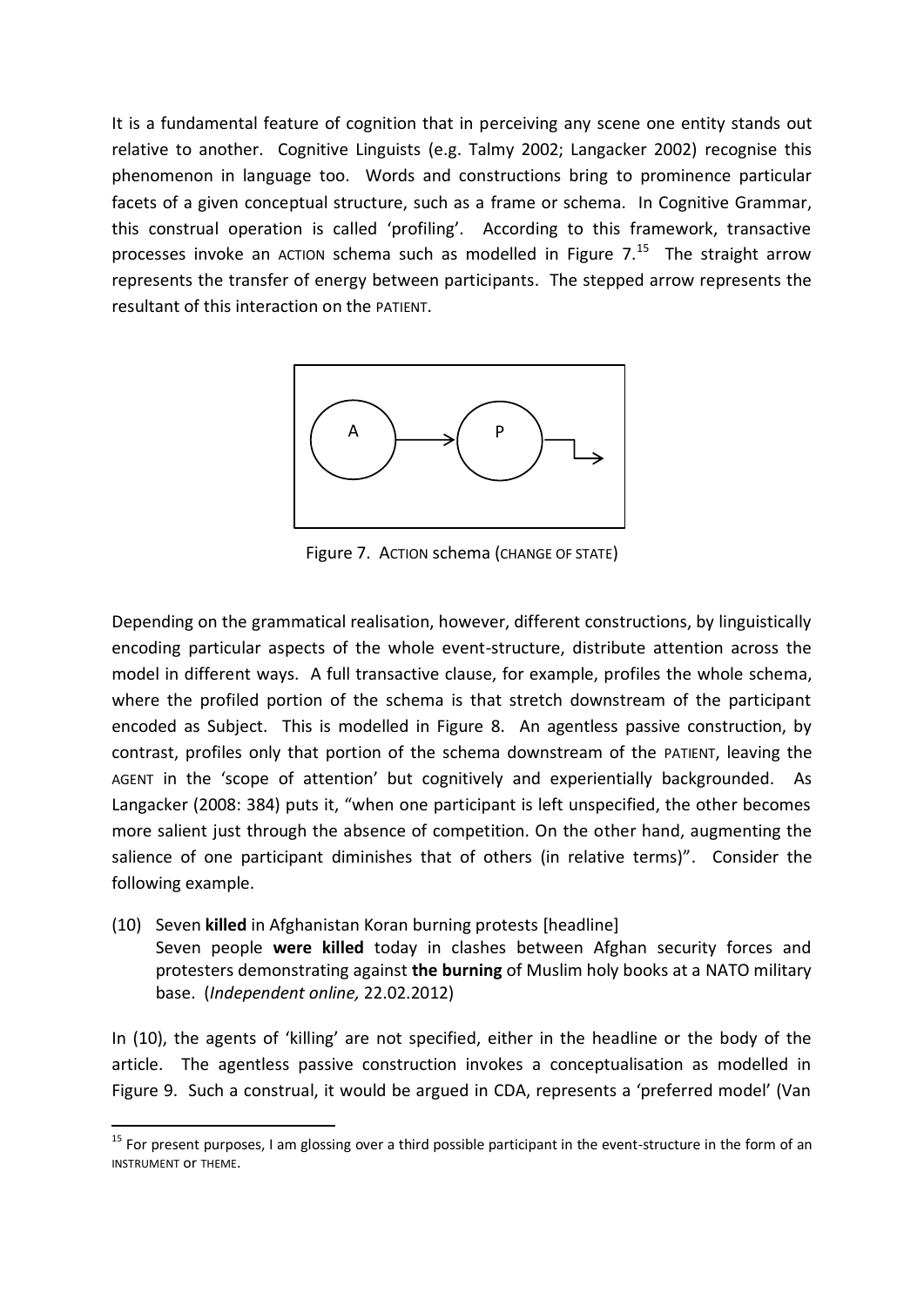It is a fundamental feature of cognition that in perceiving any scene one entity stands out relative to another. Cognitive Linguists (e.g. Talmy 2002; Langacker 2002) recognise this phenomenon in language too. Words and constructions bring to prominence particular facets of a given conceptual structure, such as a frame or schema. In Cognitive Grammar, this construal operation is called 'profiling'. According to this framework, transactive processes invoke an ACTION schema such as modelled in Figure 7.[15] The straight arrow represents the transfer of energy between participants. The stepped arrow represents the resultant of this interaction on the PATIENT.

Figure 7. ACTION schema (CHANGE OF STATE)

Depending on the grammatical realisation, however, different constructions, by linguistically encoding particular aspects of the whole event-structure, distribute attention across the model in different ways. A full transactive clause, for example, profiles the whole schema, where the profiled portion of the schema is that stretch downstream of the participant encoded as Subject. This is modelled in Figure 8. An agentless passive construction, by contrast, profiles only that portion of the schema downstream of the PATIENT, leaving the AGENT in the 'scope of attention' but cognitively and experientially backgrounded. As Langacker (2008: 384) puts it, "when one participant is left unspecified, the other becomes more salient just through the absence of competition. On the other hand, augmenting the salience of one participant diminishes that of others (in relative terms)". Consider the following example.

(10) Seven **killed** in Afghanistan Koran burning protests [headline]
Seven people **were killed** today in clashes between Afghan security forces and protesters demonstrating against **the burning** of Muslim holy books at a NATO military base. (*Independent online,* 22.02.2012)

In (10), the agents of 'killing' are not specified, either in the headline or the body of the article. The agentless passive construction invokes a conceptualisation as modelled in Figure 9. Such a construal, it would be argued in CDA, represents a 'preferred model' (Van

[15] For present purposes, I am glossing over a third possible participant in the event-structure in the form of an INSTRUMENT or THEME.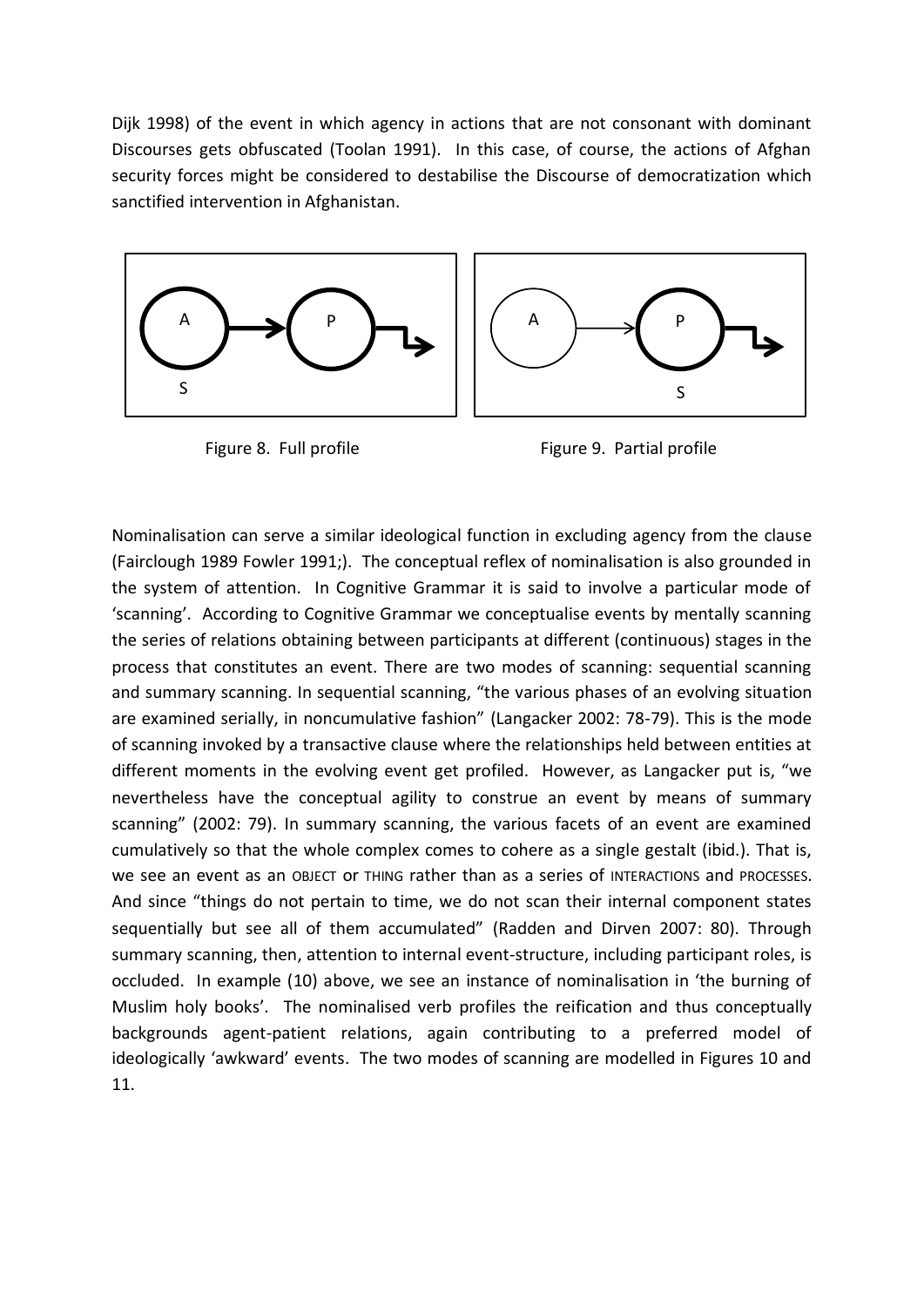Dijk 1998) of the event in which agency in actions that are not consonant with dominant Discourses gets obfuscated (Toolan 1991). In this case, of course, the actions of Afghan security forces might be considered to destabilise the Discourse of democratization which sanctified intervention in Afghanistan.

Figure 8. Full profile

Figure 9. Partial profile

Nominalisation can serve a similar ideological function in excluding agency from the clause (Fairclough 1989 Fowler 1991;). The conceptual reflex of nominalisation is also grounded in the system of attention. In Cognitive Grammar it is said to involve a particular mode of 'scanning'. According to Cognitive Grammar we conceptualise events by mentally scanning the series of relations obtaining between participants at different (continuous) stages in the process that constitutes an event. There are two modes of scanning: sequential scanning and summary scanning. In sequential scanning, "the various phases of an evolving situation are examined serially, in noncumulative fashion" (Langacker 2002: 78-79). This is the mode of scanning invoked by a transactive clause where the relationships held between entities at different moments in the evolving event get profiled. However, as Langacker put is, "we nevertheless have the conceptual agility to construe an event by means of summary scanning" (2002: 79). In summary scanning, the various facets of an event are examined cumulatively so that the whole complex comes to cohere as a single gestalt (ibid.). That is, we see an event as an OBJECT or THING rather than as a series of INTERACTIONS and PROCESSES. And since "things do not pertain to time, we do not scan their internal component states sequentially but see all of them accumulated" (Radden and Dirven 2007: 80). Through summary scanning, then, attention to internal event-structure, including participant roles, is occluded. In example (10) above, we see an instance of nominalisation in 'the burning of Muslim holy books'. The nominalised verb profiles the reification and thus conceptually backgrounds agent-patient relations, again contributing to a preferred model of ideologically 'awkward' events. The two modes of scanning are modelled in Figures 10 and 11.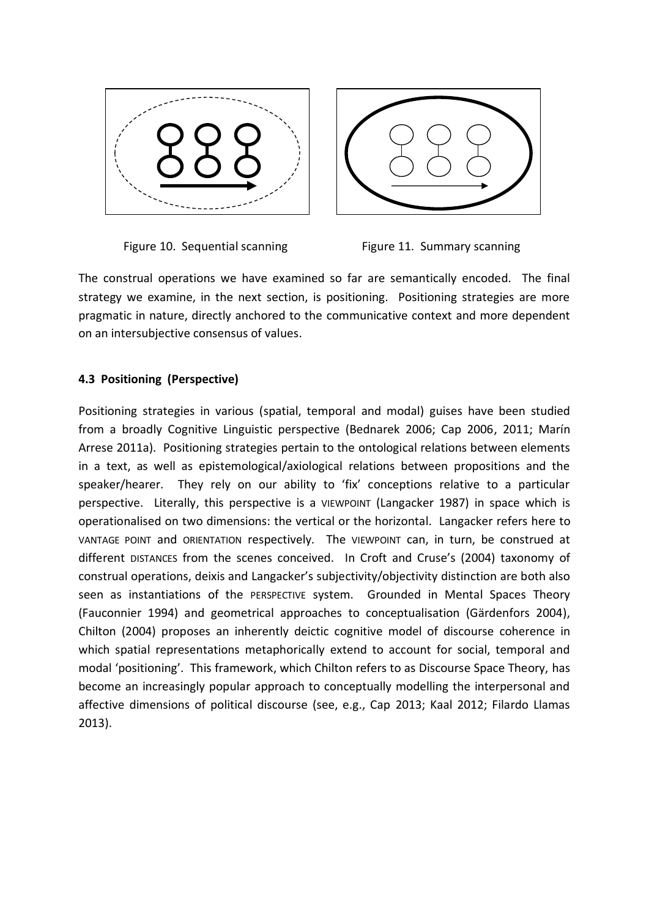Figure 10. Sequential scanning

Figure 11. Summary scanning

The construal operations we have examined so far are semantically encoded. The final strategy we examine, in the next section, is positioning. Positioning strategies are more pragmatic in nature, directly anchored to the communicative context and more dependent on an intersubjective consensus of values.

### 4.3 Positioning (Perspective)

Positioning strategies in various (spatial, temporal and modal) guises have been studied from a broadly Cognitive Linguistic perspective (Bednarek 2006; Cap 2006, 2011; Marín Arrese 2011a). Positioning strategies pertain to the ontological relations between elements in a text, as well as epistemological/axiological relations between propositions and the speaker/hearer. They rely on our ability to 'fix' conceptions relative to a particular perspective. Literally, this perspective is a VIEWPOINT (Langacker 1987) in space which is operationalised on two dimensions: the vertical or the horizontal. Langacker refers here to VANTAGE POINT and ORIENTATION respectively. The VIEWPOINT can, in turn, be construed at different DISTANCES from the scenes conceived. In Croft and Cruse's (2004) taxonomy of construal operations, deixis and Langacker's subjectivity/objectivity distinction are both also seen as instantiations of the PERSPECTIVE system. Grounded in Mental Spaces Theory (Fauconnier 1994) and geometrical approaches to conceptualisation (Gärdenfors 2004), Chilton (2004) proposes an inherently deictic cognitive model of discourse coherence in which spatial representations metaphorically extend to account for social, temporal and modal 'positioning'. This framework, which Chilton refers to as Discourse Space Theory, has become an increasingly popular approach to conceptually modelling the interpersonal and affective dimensions of political discourse (see, e.g., Cap 2013; Kaal 2012; Filardo Llamas 2013).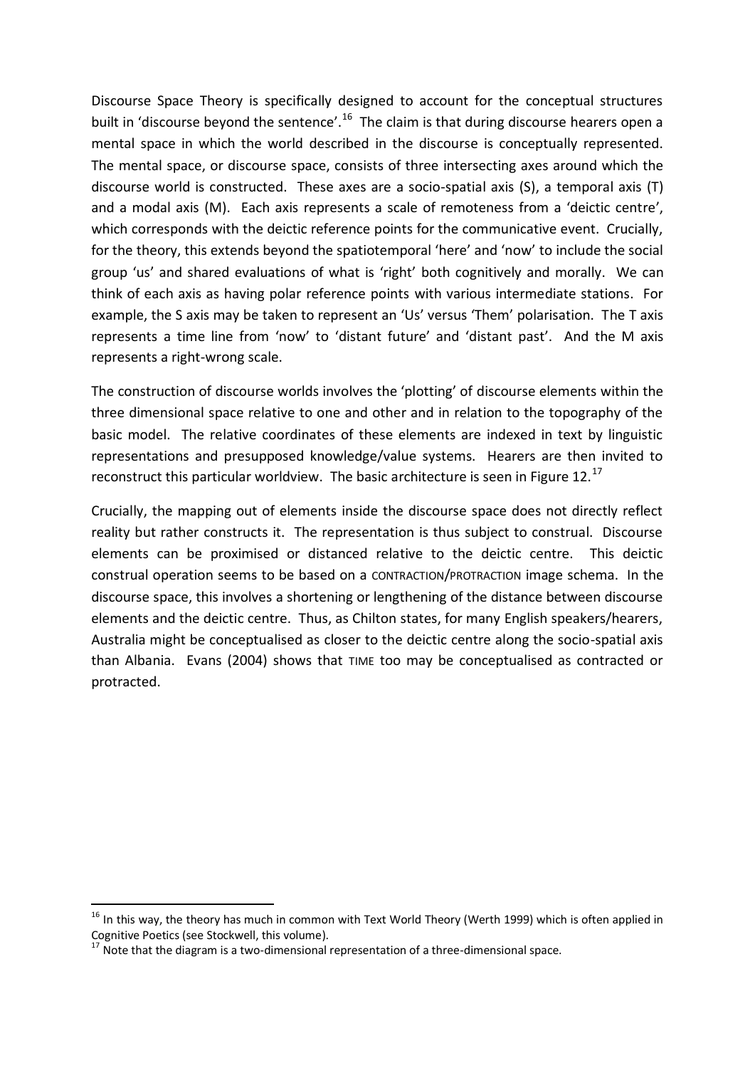Discourse Space Theory is specifically designed to account for the conceptual structures built in 'discourse beyond the sentence'.[16] The claim is that during discourse hearers open a mental space in which the world described in the discourse is conceptually represented. The mental space, or discourse space, consists of three intersecting axes around which the discourse world is constructed. These axes are a socio-spatial axis (S), a temporal axis (T) and a modal axis (M). Each axis represents a scale of remoteness from a 'deictic centre', which corresponds with the deictic reference points for the communicative event. Crucially, for the theory, this extends beyond the spatiotemporal 'here' and 'now' to include the social group 'us' and shared evaluations of what is 'right' both cognitively and morally. We can think of each axis as having polar reference points with various intermediate stations. For example, the S axis may be taken to represent an 'Us' versus 'Them' polarisation. The T axis represents a time line from 'now' to 'distant future' and 'distant past'. And the M axis represents a right-wrong scale.

The construction of discourse worlds involves the 'plotting' of discourse elements within the three dimensional space relative to one and other and in relation to the topography of the basic model. The relative coordinates of these elements are indexed in text by linguistic representations and presupposed knowledge/value systems. Hearers are then invited to reconstruct this particular worldview. The basic architecture is seen in Figure 12.[17]

Crucially, the mapping out of elements inside the discourse space does not directly reflect reality but rather constructs it. The representation is thus subject to construal. Discourse elements can be proximised or distanced relative to the deictic centre. This deictic construal operation seems to be based on a CONTRACTION/PROTRACTION image schema. In the discourse space, this involves a shortening or lengthening of the distance between discourse elements and the deictic centre. Thus, as Chilton states, for many English speakers/hearers, Australia might be conceptualised as closer to the deictic centre along the socio-spatial axis than Albania. Evans (2004) shows that TIME too may be conceptualised as contracted or protracted.

---

[16] In this way, the theory has much in common with Text World Theory (Werth 1999) which is often applied in Cognitive Poetics (see Stockwell, this volume).

[17] Note that the diagram is a two-dimensional representation of a three-dimensional space.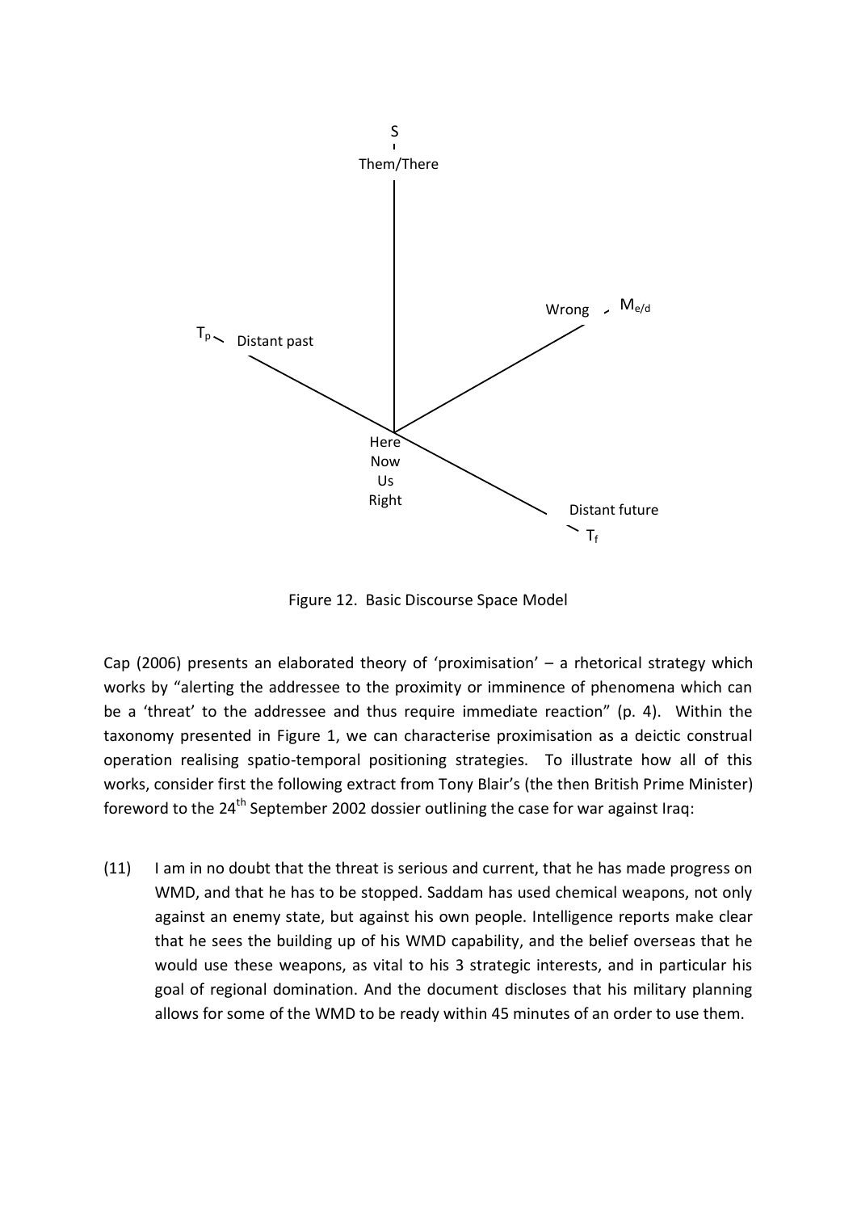S

Them/There

$T_p$ Distant past

Wrong $M_{e/d}$

Here
Now
Us
Right

Distant future
$T_f$

Figure 12. Basic Discourse Space Model

Cap (2006) presents an elaborated theory of 'proximisation' – a rhetorical strategy which works by "alerting the addressee to the proximity or imminence of phenomena which can be a 'threat' to the addressee and thus require immediate reaction" (p. 4). Within the taxonomy presented in Figure 1, we can characterise proximisation as a deictic construal operation realising spatio-temporal positioning strategies. To illustrate how all of this works, consider first the following extract from Tony Blair's (the then British Prime Minister) foreword to the 24th September 2002 dossier outlining the case for war against Iraq:

(11) I am in no doubt that the threat is serious and current, that he has made progress on WMD, and that he has to be stopped. Saddam has used chemical weapons, not only against an enemy state, but against his own people. Intelligence reports make clear that he sees the building up of his WMD capability, and the belief overseas that he would use these weapons, as vital to his 3 strategic interests, and in particular his goal of regional domination. And the document discloses that his military planning allows for some of the WMD to be ready within 45 minutes of an order to use them.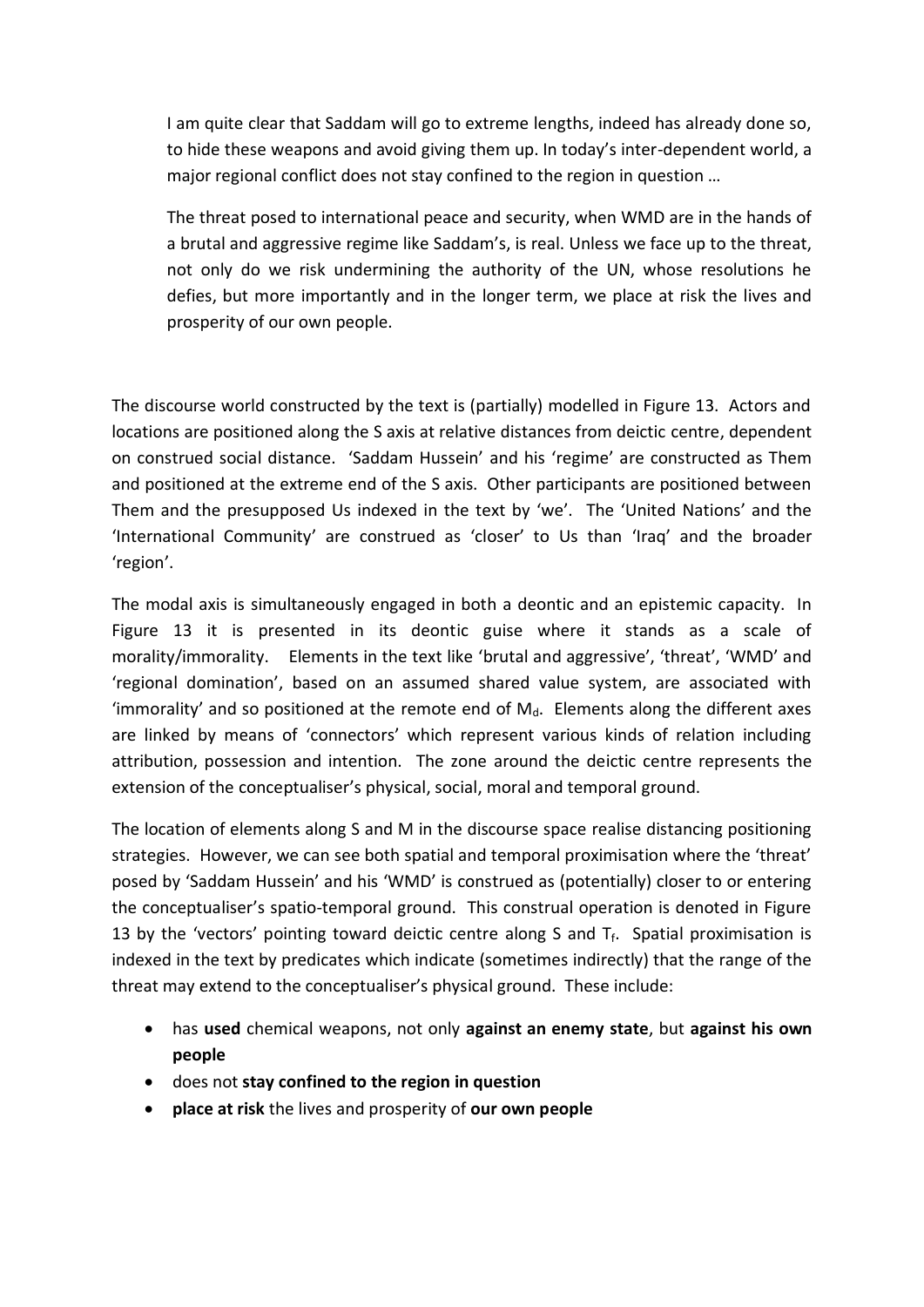> I am quite clear that Saddam will go to extreme lengths, indeed has already done so, to hide these weapons and avoid giving them up. In today's inter-dependent world, a major regional conflict does not stay confined to the region in question …
>
> The threat posed to international peace and security, when WMD are in the hands of a brutal and aggressive regime like Saddam's, is real. Unless we face up to the threat, not only do we risk undermining the authority of the UN, whose resolutions he defies, but more importantly and in the longer term, we place at risk the lives and prosperity of our own people.

The discourse world constructed by the text is (partially) modelled in Figure 13. Actors and locations are positioned along the S axis at relative distances from deictic centre, dependent on construed social distance. 'Saddam Hussein' and his 'regime' are constructed as Them and positioned at the extreme end of the S axis. Other participants are positioned between Them and the presupposed Us indexed in the text by 'we'. The 'United Nations' and the 'International Community' are construed as 'closer' to Us than 'Iraq' and the broader 'region'.

The modal axis is simultaneously engaged in both a deontic and an epistemic capacity. In Figure 13 it is presented in its deontic guise where it stands as a scale of morality/immorality. Elements in the text like 'brutal and aggressive', 'threat', 'WMD' and 'regional domination', based on an assumed shared value system, are associated with 'immorality' and so positioned at the remote end of $M_d$. Elements along the different axes are linked by means of 'connectors' which represent various kinds of relation including attribution, possession and intention. The zone around the deictic centre represents the extension of the conceptualiser's physical, social, moral and temporal ground.

The location of elements along S and M in the discourse space realise distancing positioning strategies. However, we can see both spatial and temporal proximisation where the 'threat' posed by 'Saddam Hussein' and his 'WMD' is construed as (potentially) closer to or entering the conceptualiser's spatio-temporal ground. This construal operation is denoted in Figure 13 by the 'vectors' pointing toward deictic centre along S and $T_f$. Spatial proximisation is indexed in the text by predicates which indicate (sometimes indirectly) that the range of the threat may extend to the conceptualiser's physical ground. These include:

- has **used** chemical weapons, not only **against an enemy state**, but **against his own people**
- does not **stay confined to the region in question**
- **place at risk** the lives and prosperity of **our own people**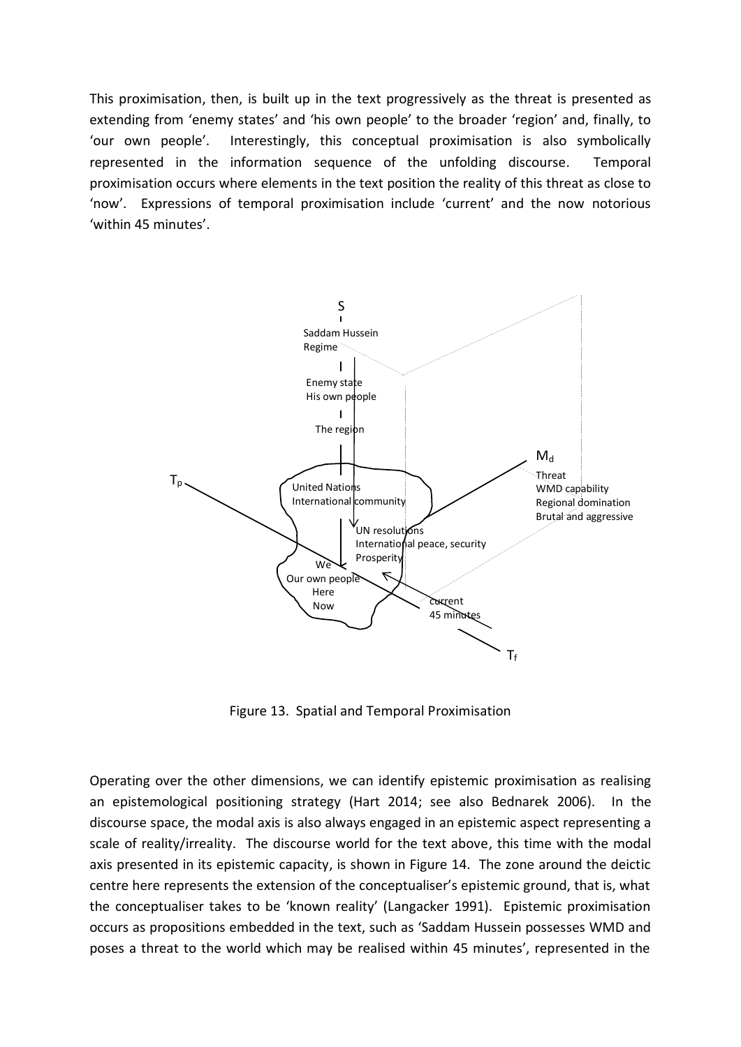This proximisation, then, is built up in the text progressively as the threat is presented as extending from 'enemy states' and 'his own people' to the broader 'region' and, finally, to 'our own people'. Interestingly, this conceptual proximisation is also symbolically represented in the information sequence of the unfolding discourse. Temporal proximisation occurs where elements in the text position the reality of this threat as close to 'now'. Expressions of temporal proximisation include 'current' and the now notorious 'within 45 minutes'.

Figure 13. Spatial and Temporal Proximisation

Operating over the other dimensions, we can identify epistemic proximisation as realising an epistemological positioning strategy (Hart 2014; see also Bednarek 2006). In the discourse space, the modal axis is also always engaged in an epistemic aspect representing a scale of reality/irreality. The discourse world for the text above, this time with the modal axis presented in its epistemic capacity, is shown in Figure 14. The zone around the deictic centre here represents the extension of the conceptualiser's epistemic ground, that is, what the conceptualiser takes to be 'known reality' (Langacker 1991). Epistemic proximisation occurs as propositions embedded in the text, such as 'Saddam Hussein possesses WMD and poses a threat to the world which may be realised within 45 minutes', represented in the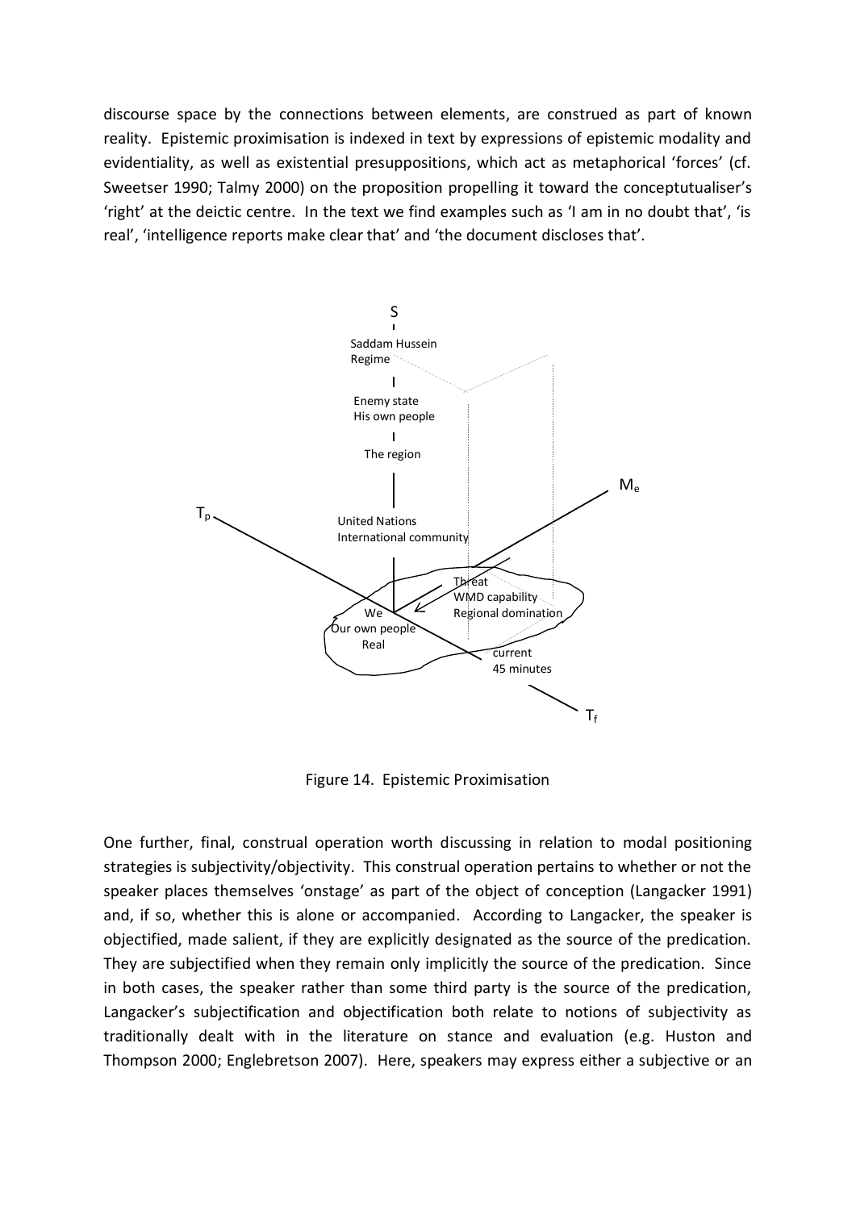discourse space by the connections between elements, are construed as part of known reality. Epistemic proximisation is indexed in text by expressions of epistemic modality and evidentiality, as well as existential presuppositions, which act as metaphorical 'forces' (cf. Sweetser 1990; Talmy 2000) on the proposition propelling it toward the conceptutualiser's 'right' at the deictic centre. In the text we find examples such as 'I am in no doubt that', 'is real', 'intelligence reports make clear that' and 'the document discloses that'.

Figure 14. Epistemic Proximisation

One further, final, construal operation worth discussing in relation to modal positioning strategies is subjectivity/objectivity. This construal operation pertains to whether or not the speaker places themselves 'onstage' as part of the object of conception (Langacker 1991) and, if so, whether this is alone or accompanied. According to Langacker, the speaker is objectified, made salient, if they are explicitly designated as the source of the predication. They are subjectified when they remain only implicitly the source of the predication. Since in both cases, the speaker rather than some third party is the source of the predication, Langacker's subjectification and objectification both relate to notions of subjectivity as traditionally dealt with in the literature on stance and evaluation (e.g. Huston and Thompson 2000; Englebretson 2007). Here, speakers may express either a subjective or an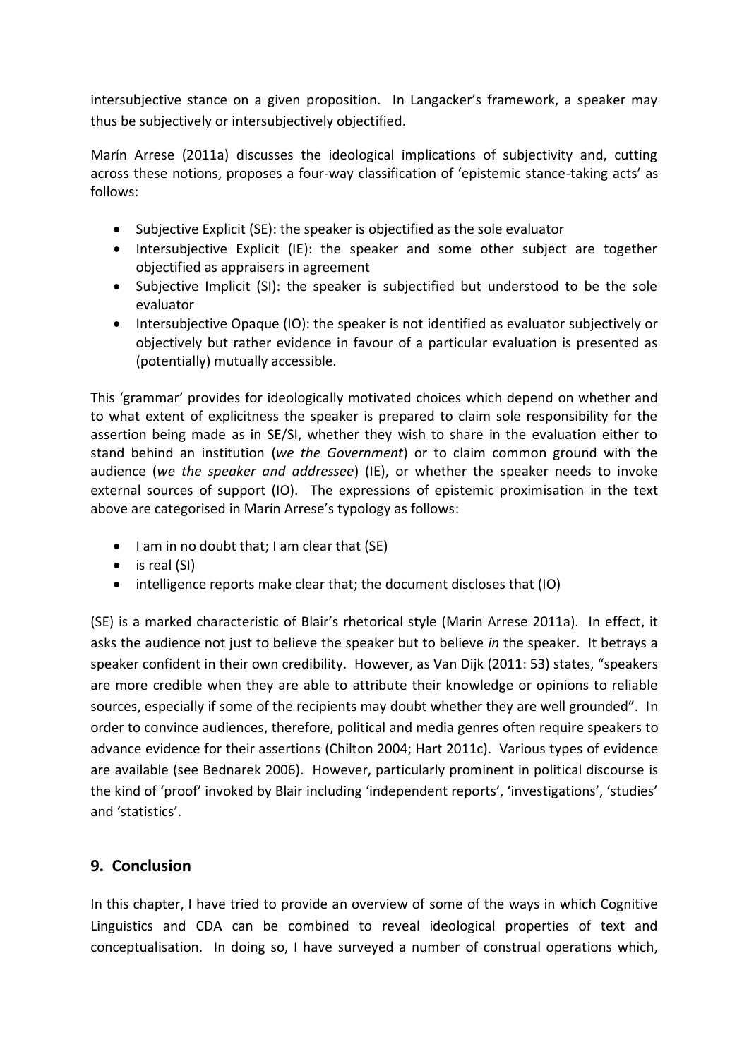intersubjective stance on a given proposition. In Langacker's framework, a speaker may thus be subjectively or intersubjectively objectified.

Marín Arrese (2011a) discusses the ideological implications of subjectivity and, cutting across these notions, proposes a four-way classification of 'epistemic stance-taking acts' as follows:

- Subjective Explicit (SE): the speaker is objectified as the sole evaluator
- Intersubjective Explicit (IE): the speaker and some other subject are together objectified as appraisers in agreement
- Subjective Implicit (SI): the speaker is subjectified but understood to be the sole evaluator
- Intersubjective Opaque (IO): the speaker is not identified as evaluator subjectively or objectively but rather evidence in favour of a particular evaluation is presented as (potentially) mutually accessible.

This 'grammar' provides for ideologically motivated choices which depend on whether and to what extent of explicitness the speaker is prepared to claim sole responsibility for the assertion being made as in SE/SI, whether they wish to share in the evaluation either to stand behind an institution (*we the Government*) or to claim common ground with the audience (*we the speaker and addressee*) (IE), or whether the speaker needs to invoke external sources of support (IO). The expressions of epistemic proximisation in the text above are categorised in Marín Arrese's typology as follows:

- I am in no doubt that; I am clear that (SE)
- is real (SI)
- intelligence reports make clear that; the document discloses that (IO)

(SE) is a marked characteristic of Blair's rhetorical style (Marin Arrese 2011a). In effect, it asks the audience not just to believe the speaker but to believe *in* the speaker. It betrays a speaker confident in their own credibility. However, as Van Dijk (2011: 53) states, "speakers are more credible when they are able to attribute their knowledge or opinions to reliable sources, especially if some of the recipients may doubt whether they are well grounded". In order to convince audiences, therefore, political and media genres often require speakers to advance evidence for their assertions (Chilton 2004; Hart 2011c). Various types of evidence are available (see Bednarek 2006). However, particularly prominent in political discourse is the kind of 'proof' invoked by Blair including 'independent reports', 'investigations', 'studies' and 'statistics'.

## 9. Conclusion

In this chapter, I have tried to provide an overview of some of the ways in which Cognitive Linguistics and CDA can be combined to reveal ideological properties of text and conceptualisation. In doing so, I have surveyed a number of construal operations which,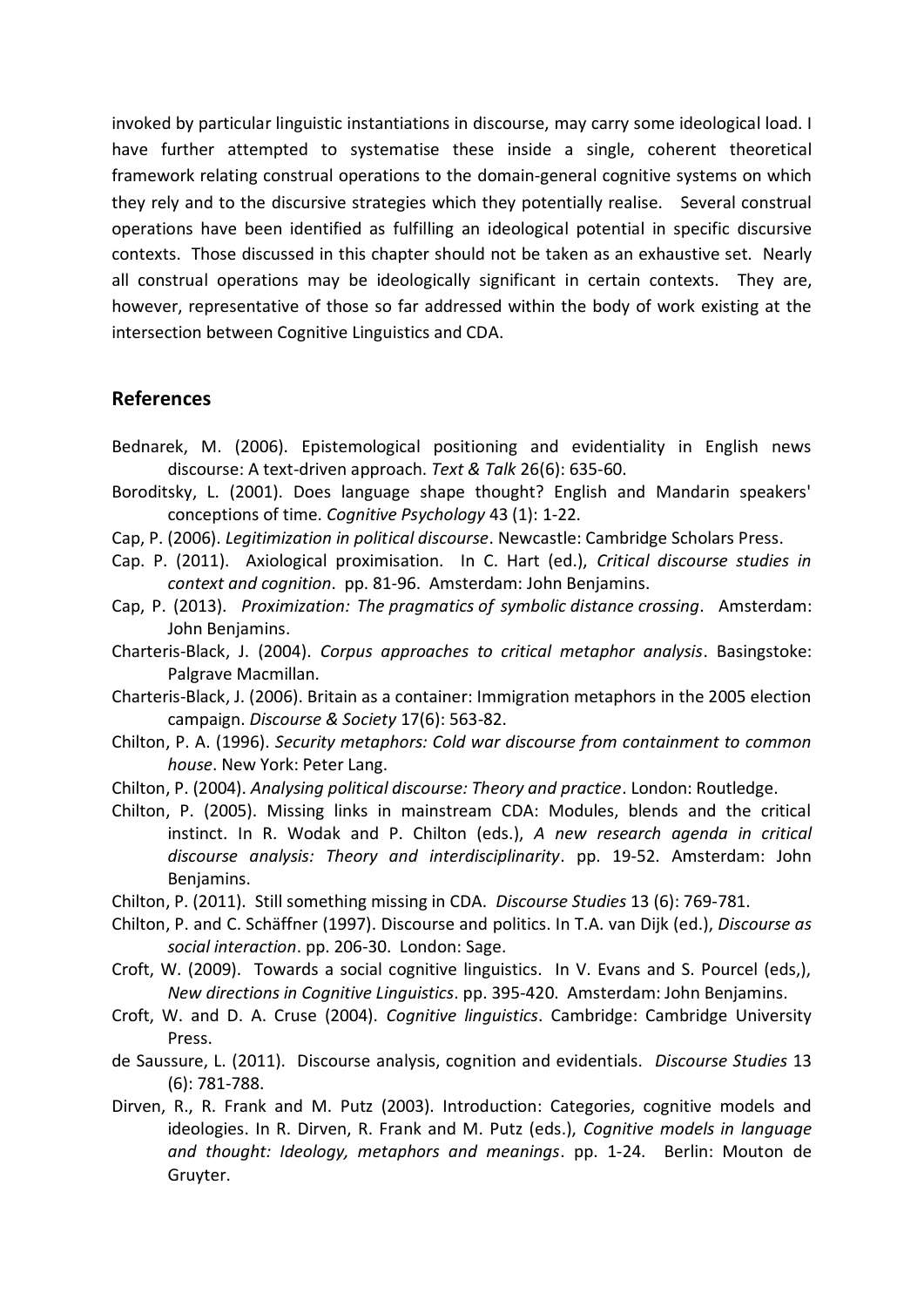invoked by particular linguistic instantiations in discourse, may carry some ideological load. I have further attempted to systematise these inside a single, coherent theoretical framework relating construal operations to the domain-general cognitive systems on which they rely and to the discursive strategies which they potentially realise. Several construal operations have been identified as fulfilling an ideological potential in specific discursive contexts. Those discussed in this chapter should not be taken as an exhaustive set. Nearly all construal operations may be ideologically significant in certain contexts. They are, however, representative of those so far addressed within the body of work existing at the intersection between Cognitive Linguistics and CDA.

## References

Bednarek, M. (2006). Epistemological positioning and evidentiality in English news discourse: A text-driven approach. *Text & Talk* 26(6): 635-60.

Boroditsky, L. (2001). Does language shape thought? English and Mandarin speakers' conceptions of time. *Cognitive Psychology* 43 (1): 1-22.

Cap, P. (2006). *Legitimization in political discourse*. Newcastle: Cambridge Scholars Press.

Cap. P. (2011). Axiological proximisation. In C. Hart (ed.), *Critical discourse studies in context and cognition*. pp. 81-96. Amsterdam: John Benjamins.

Cap, P. (2013). *Proximization: The pragmatics of symbolic distance crossing*. Amsterdam: John Benjamins.

Charteris-Black, J. (2004). *Corpus approaches to critical metaphor analysis*. Basingstoke: Palgrave Macmillan.

Charteris-Black, J. (2006). Britain as a container: Immigration metaphors in the 2005 election campaign. *Discourse & Society* 17(6): 563-82.

Chilton, P. A. (1996). *Security metaphors: Cold war discourse from containment to common house*. New York: Peter Lang.

Chilton, P. (2004). *Analysing political discourse: Theory and practice*. London: Routledge.

Chilton, P. (2005). Missing links in mainstream CDA: Modules, blends and the critical instinct. In R. Wodak and P. Chilton (eds.), *A new research agenda in critical discourse analysis: Theory and interdisciplinarity*. pp. 19-52. Amsterdam: John Benjamins.

Chilton, P. (2011). Still something missing in CDA. *Discourse Studies* 13 (6): 769-781.

Chilton, P. and C. Schäffner (1997). Discourse and politics. In T.A. van Dijk (ed.), *Discourse as social interaction*. pp. 206-30. London: Sage.

Croft, W. (2009). Towards a social cognitive linguistics. In V. Evans and S. Pourcel (eds,), *New directions in Cognitive Linguistics*. pp. 395-420. Amsterdam: John Benjamins.

Croft, W. and D. A. Cruse (2004). *Cognitive linguistics*. Cambridge: Cambridge University Press.

de Saussure, L. (2011). Discourse analysis, cognition and evidentials. *Discourse Studies* 13 (6): 781-788.

Dirven, R., R. Frank and M. Putz (2003). Introduction: Categories, cognitive models and ideologies. In R. Dirven, R. Frank and M. Putz (eds.), *Cognitive models in language and thought: Ideology, metaphors and meanings*. pp. 1-24. Berlin: Mouton de Gruyter.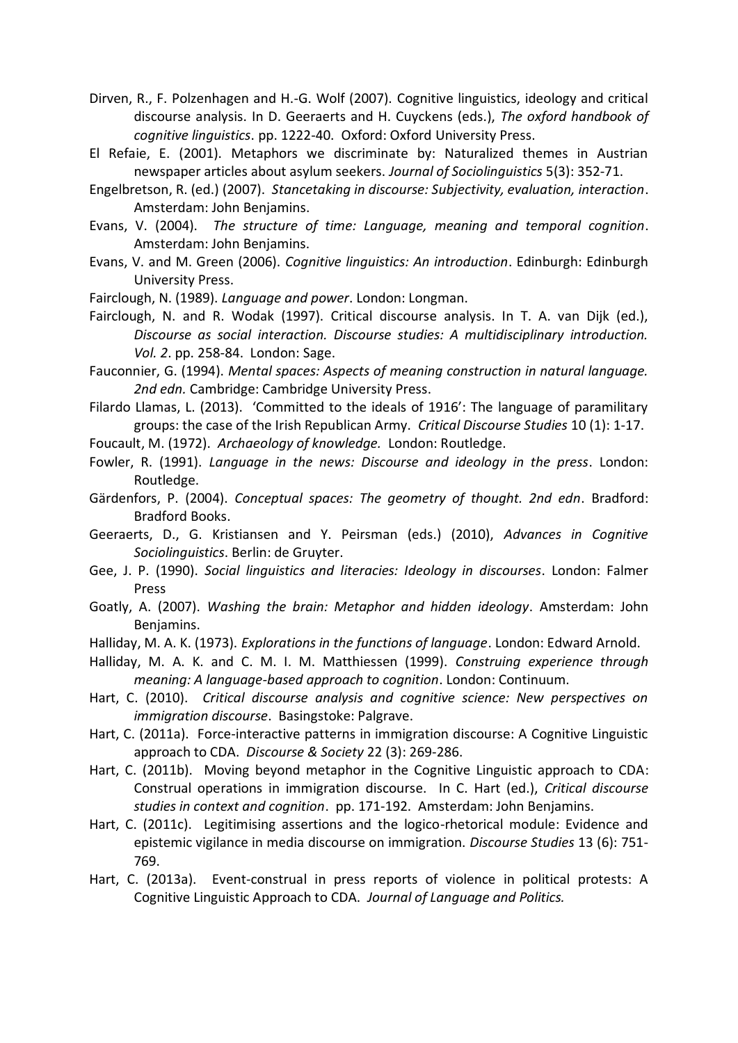Dirven, R., F. Polzenhagen and H.-G. Wolf (2007). Cognitive linguistics, ideology and critical discourse analysis. In D. Geeraerts and H. Cuyckens (eds.), *The oxford handbook of cognitive linguistics*. pp. 1222-40. Oxford: Oxford University Press.

El Refaie, E. (2001). Metaphors we discriminate by: Naturalized themes in Austrian newspaper articles about asylum seekers. *Journal of Sociolinguistics* 5(3): 352-71.

Engelbretson, R. (ed.) (2007). *Stancetaking in discourse: Subjectivity, evaluation, interaction*. Amsterdam: John Benjamins.

Evans, V. (2004). *The structure of time: Language, meaning and temporal cognition*. Amsterdam: John Benjamins.

Evans, V. and M. Green (2006). *Cognitive linguistics: An introduction*. Edinburgh: Edinburgh University Press.

Fairclough, N. (1989). *Language and power*. London: Longman.

Fairclough, N. and R. Wodak (1997). Critical discourse analysis. In T. A. van Dijk (ed.), *Discourse as social interaction. Discourse studies: A multidisciplinary introduction. Vol. 2*. pp. 258-84. London: Sage.

Fauconnier, G. (1994). *Mental spaces: Aspects of meaning construction in natural language. 2nd edn.* Cambridge: Cambridge University Press.

Filardo Llamas, L. (2013). 'Committed to the ideals of 1916': The language of paramilitary groups: the case of the Irish Republican Army. *Critical Discourse Studies* 10 (1): 1-17.

Foucault, M. (1972). *Archaeology of knowledge.* London: Routledge.

Fowler, R. (1991). *Language in the news: Discourse and ideology in the press*. London: Routledge.

Gärdenfors, P. (2004). *Conceptual spaces: The geometry of thought. 2nd edn*. Bradford: Bradford Books.

Geeraerts, D., G. Kristiansen and Y. Peirsman (eds.) (2010), *Advances in Cognitive Sociolinguistics*. Berlin: de Gruyter.

Gee, J. P. (1990). *Social linguistics and literacies: Ideology in discourses*. London: Falmer Press

Goatly, A. (2007). *Washing the brain: Metaphor and hidden ideology*. Amsterdam: John Benjamins.

Halliday, M. A. K. (1973). *Explorations in the functions of language*. London: Edward Arnold.

Halliday, M. A. K. and C. M. I. M. Matthiessen (1999). *Construing experience through meaning: A language-based approach to cognition*. London: Continuum.

Hart, C. (2010). *Critical discourse analysis and cognitive science: New perspectives on immigration discourse*. Basingstoke: Palgrave.

Hart, C. (2011a). Force-interactive patterns in immigration discourse: A Cognitive Linguistic approach to CDA. *Discourse & Society* 22 (3): 269-286.

Hart, C. (2011b). Moving beyond metaphor in the Cognitive Linguistic approach to CDA: Construal operations in immigration discourse. In C. Hart (ed.), *Critical discourse studies in context and cognition*. pp. 171-192. Amsterdam: John Benjamins.

Hart, C. (2011c). Legitimising assertions and the logico-rhetorical module: Evidence and epistemic vigilance in media discourse on immigration. *Discourse Studies* 13 (6): 751-769.

Hart, C. (2013a). Event-construal in press reports of violence in political protests: A Cognitive Linguistic Approach to CDA. *Journal of Language and Politics.*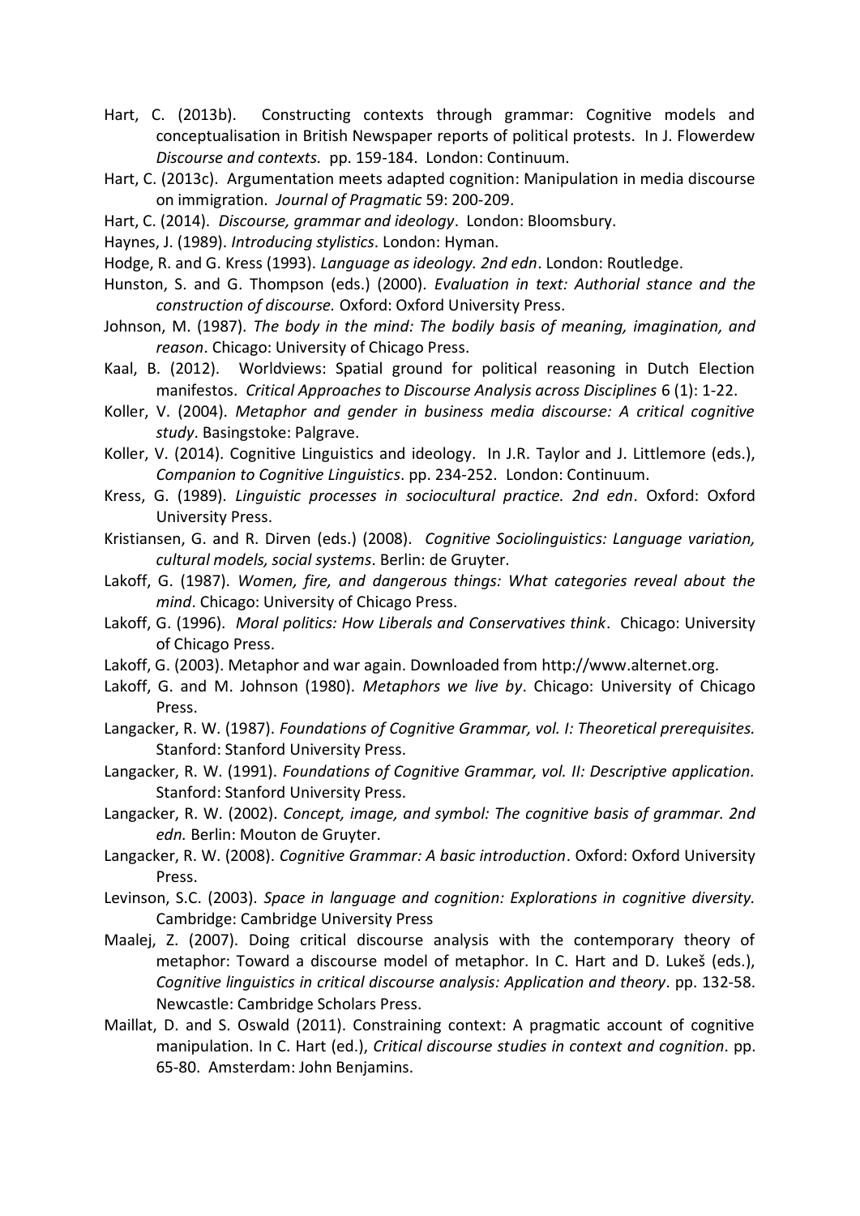Hart, C. (2013b). Constructing contexts through grammar: Cognitive models and conceptualisation in British Newspaper reports of political protests. In J. Flowerdew *Discourse and contexts.* pp. 159-184. London: Continuum.

Hart, C. (2013c). Argumentation meets adapted cognition: Manipulation in media discourse on immigration. *Journal of Pragmatic* 59: 200-209.

Hart, C. (2014). *Discourse, grammar and ideology*. London: Bloomsbury.

Haynes, J. (1989). *Introducing stylistics*. London: Hyman.

Hodge, R. and G. Kress (1993). *Language as ideology. 2nd edn*. London: Routledge.

Hunston, S. and G. Thompson (eds.) (2000). *Evaluation in text: Authorial stance and the construction of discourse.* Oxford: Oxford University Press.

Johnson, M. (1987). *The body in the mind: The bodily basis of meaning, imagination, and reason*. Chicago: University of Chicago Press.

Kaal, B. (2012). Worldviews: Spatial ground for political reasoning in Dutch Election manifestos. *Critical Approaches to Discourse Analysis across Disciplines* 6 (1): 1-22.

Koller, V. (2004). *Metaphor and gender in business media discourse: A critical cognitive study*. Basingstoke: Palgrave.

Koller, V. (2014). Cognitive Linguistics and ideology. In J.R. Taylor and J. Littlemore (eds.), *Companion to Cognitive Linguistics*. pp. 234-252. London: Continuum.

Kress, G. (1989). *Linguistic processes in sociocultural practice. 2nd edn*. Oxford: Oxford University Press.

Kristiansen, G. and R. Dirven (eds.) (2008). *Cognitive Sociolinguistics: Language variation, cultural models, social systems*. Berlin: de Gruyter.

Lakoff, G. (1987). *Women, fire, and dangerous things: What categories reveal about the mind*. Chicago: University of Chicago Press.

Lakoff, G. (1996). *Moral politics: How Liberals and Conservatives think*. Chicago: University of Chicago Press.

Lakoff, G. (2003). Metaphor and war again. Downloaded from http://www.alternet.org.

Lakoff, G. and M. Johnson (1980). *Metaphors we live by*. Chicago: University of Chicago Press.

Langacker, R. W. (1987). *Foundations of Cognitive Grammar, vol. I: Theoretical prerequisites.* Stanford: Stanford University Press.

Langacker, R. W. (1991). *Foundations of Cognitive Grammar, vol. II: Descriptive application.* Stanford: Stanford University Press.

Langacker, R. W. (2002). *Concept, image, and symbol: The cognitive basis of grammar. 2nd edn.* Berlin: Mouton de Gruyter.

Langacker, R. W. (2008). *Cognitive Grammar: A basic introduction*. Oxford: Oxford University Press.

Levinson, S.C. (2003). *Space in language and cognition: Explorations in cognitive diversity.* Cambridge: Cambridge University Press

Maalej, Z. (2007). Doing critical discourse analysis with the contemporary theory of metaphor: Toward a discourse model of metaphor. In C. Hart and D. Lukeš (eds.), *Cognitive linguistics in critical discourse analysis: Application and theory*. pp. 132-58. Newcastle: Cambridge Scholars Press.

Maillat, D. and S. Oswald (2011). Constraining context: A pragmatic account of cognitive manipulation. In C. Hart (ed.), *Critical discourse studies in context and cognition*. pp. 65-80. Amsterdam: John Benjamins.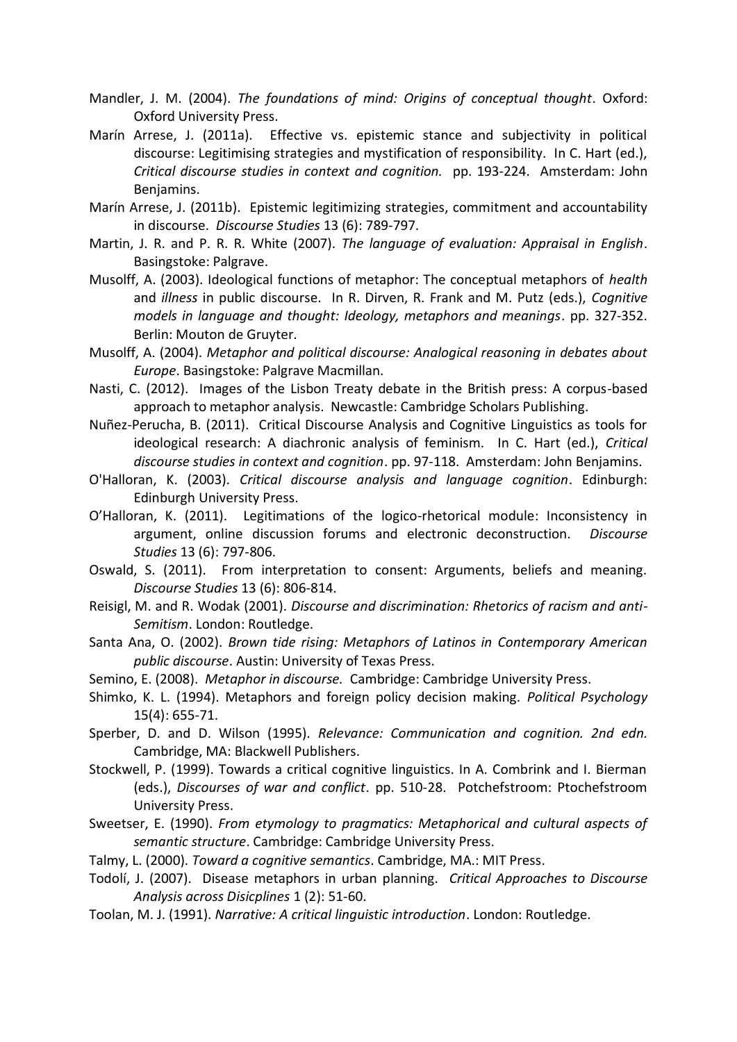Mandler, J. M. (2004). *The foundations of mind: Origins of conceptual thought*. Oxford: Oxford University Press.

Marín Arrese, J. (2011a). Effective vs. epistemic stance and subjectivity in political discourse: Legitimising strategies and mystification of responsibility. In C. Hart (ed.), *Critical discourse studies in context and cognition.* pp. 193-224. Amsterdam: John Benjamins.

Marín Arrese, J. (2011b). Epistemic legitimizing strategies, commitment and accountability in discourse. *Discourse Studies* 13 (6): 789-797.

Martin, J. R. and P. R. R. White (2007). *The language of evaluation: Appraisal in English*. Basingstoke: Palgrave.

Musolff, A. (2003). Ideological functions of metaphor: The conceptual metaphors of *health* and *illness* in public discourse. In R. Dirven, R. Frank and M. Putz (eds.), *Cognitive models in language and thought: Ideology, metaphors and meanings*. pp. 327-352. Berlin: Mouton de Gruyter.

Musolff, A. (2004). *Metaphor and political discourse: Analogical reasoning in debates about Europe*. Basingstoke: Palgrave Macmillan.

Nasti, C. (2012). Images of the Lisbon Treaty debate in the British press: A corpus-based approach to metaphor analysis. Newcastle: Cambridge Scholars Publishing.

Nuñez-Perucha, B. (2011). Critical Discourse Analysis and Cognitive Linguistics as tools for ideological research: A diachronic analysis of feminism. In C. Hart (ed.), *Critical discourse studies in context and cognition*. pp. 97-118. Amsterdam: John Benjamins.

O'Halloran, K. (2003). *Critical discourse analysis and language cognition*. Edinburgh: Edinburgh University Press.

O'Halloran, K. (2011). Legitimations of the logico-rhetorical module: Inconsistency in argument, online discussion forums and electronic deconstruction. *Discourse Studies* 13 (6): 797-806.

Oswald, S. (2011). From interpretation to consent: Arguments, beliefs and meaning. *Discourse Studies* 13 (6): 806-814.

Reisigl, M. and R. Wodak (2001). *Discourse and discrimination: Rhetorics of racism and anti-Semitism*. London: Routledge.

Santa Ana, O. (2002). *Brown tide rising: Metaphors of Latinos in Contemporary American public discourse*. Austin: University of Texas Press.

Semino, E. (2008). *Metaphor in discourse.* Cambridge: Cambridge University Press.

Shimko, K. L. (1994). Metaphors and foreign policy decision making. *Political Psychology* 15(4): 655-71.

Sperber, D. and D. Wilson (1995). *Relevance: Communication and cognition. 2nd edn.* Cambridge, MA: Blackwell Publishers.

Stockwell, P. (1999). Towards a critical cognitive linguistics. In A. Combrink and I. Bierman (eds.), *Discourses of war and conflict*. pp. 510-28. Potchefstroom: Ptochefstroom University Press.

Sweetser, E. (1990). *From etymology to pragmatics: Metaphorical and cultural aspects of semantic structure*. Cambridge: Cambridge University Press.

Talmy, L. (2000). *Toward a cognitive semantics*. Cambridge, MA.: MIT Press.

Todolí, J. (2007). Disease metaphors in urban planning. *Critical Approaches to Discourse Analysis across Disicplines* 1 (2): 51-60.

Toolan, M. J. (1991). *Narrative: A critical linguistic introduction*. London: Routledge.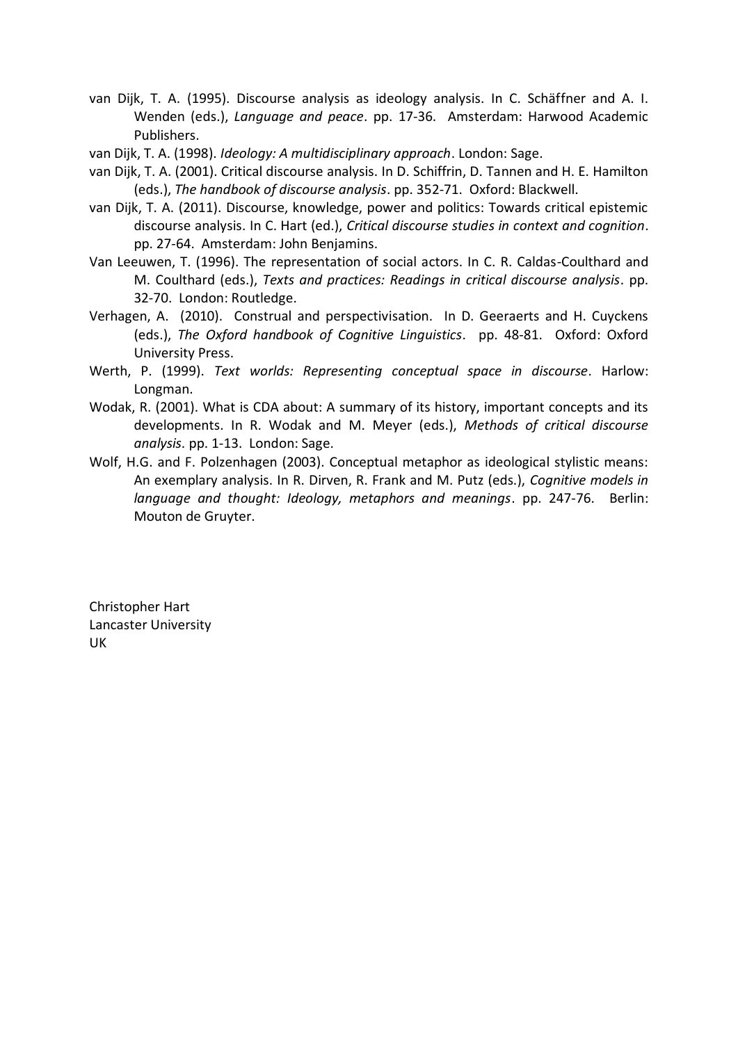van Dijk, T. A. (1995). Discourse analysis as ideology analysis. In C. Schäffner and A. I. Wenden (eds.), *Language and peace*. pp. 17-36. Amsterdam: Harwood Academic Publishers.

van Dijk, T. A. (1998). *Ideology: A multidisciplinary approach*. London: Sage.

van Dijk, T. A. (2001). Critical discourse analysis. In D. Schiffrin, D. Tannen and H. E. Hamilton (eds.), *The handbook of discourse analysis*. pp. 352-71. Oxford: Blackwell.

van Dijk, T. A. (2011). Discourse, knowledge, power and politics: Towards critical epistemic discourse analysis. In C. Hart (ed.), *Critical discourse studies in context and cognition*. pp. 27-64. Amsterdam: John Benjamins.

Van Leeuwen, T. (1996). The representation of social actors. In C. R. Caldas-Coulthard and M. Coulthard (eds.), *Texts and practices: Readings in critical discourse analysis*. pp. 32-70. London: Routledge.

Verhagen, A. (2010). Construal and perspectivisation. In D. Geeraerts and H. Cuyckens (eds.), *The Oxford handbook of Cognitive Linguistics*. pp. 48-81. Oxford: Oxford University Press.

Werth, P. (1999). *Text worlds: Representing conceptual space in discourse*. Harlow: Longman.

Wodak, R. (2001). What is CDA about: A summary of its history, important concepts and its developments. In R. Wodak and M. Meyer (eds.), *Methods of critical discourse analysis*. pp. 1-13. London: Sage.

Wolf, H.G. and F. Polzenhagen (2003). Conceptual metaphor as ideological stylistic means: An exemplary analysis. In R. Dirven, R. Frank and M. Putz (eds.), *Cognitive models in language and thought: Ideology, metaphors and meanings*. pp. 247-76. Berlin: Mouton de Gruyter.

Christopher Hart
Lancaster University
UK